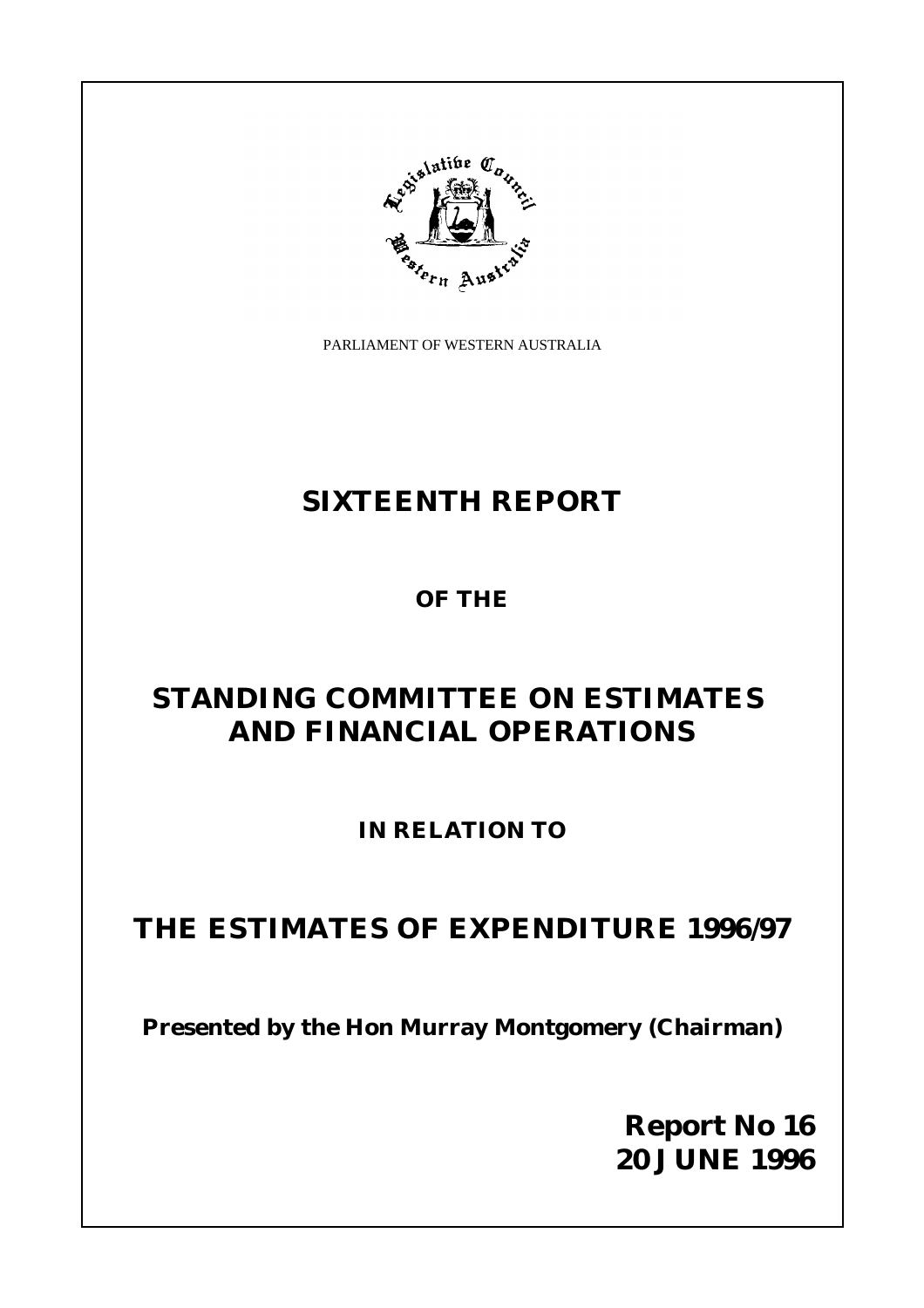PARLIAMENT OF WESTERN AUSTRALIA

# SIXTEENTH REPORT

## OF THE

# STANDING COMMITTEE ON ESTIMATES AND FINANCIAL OPERATIONS

## IN RELATION TO

# THE ESTIMATES OF EXPENDITURE 1996/97

**Presented by the Hon Murray Montgomery (Chairman)**

**Report No 16**
**20 JUNE 1996**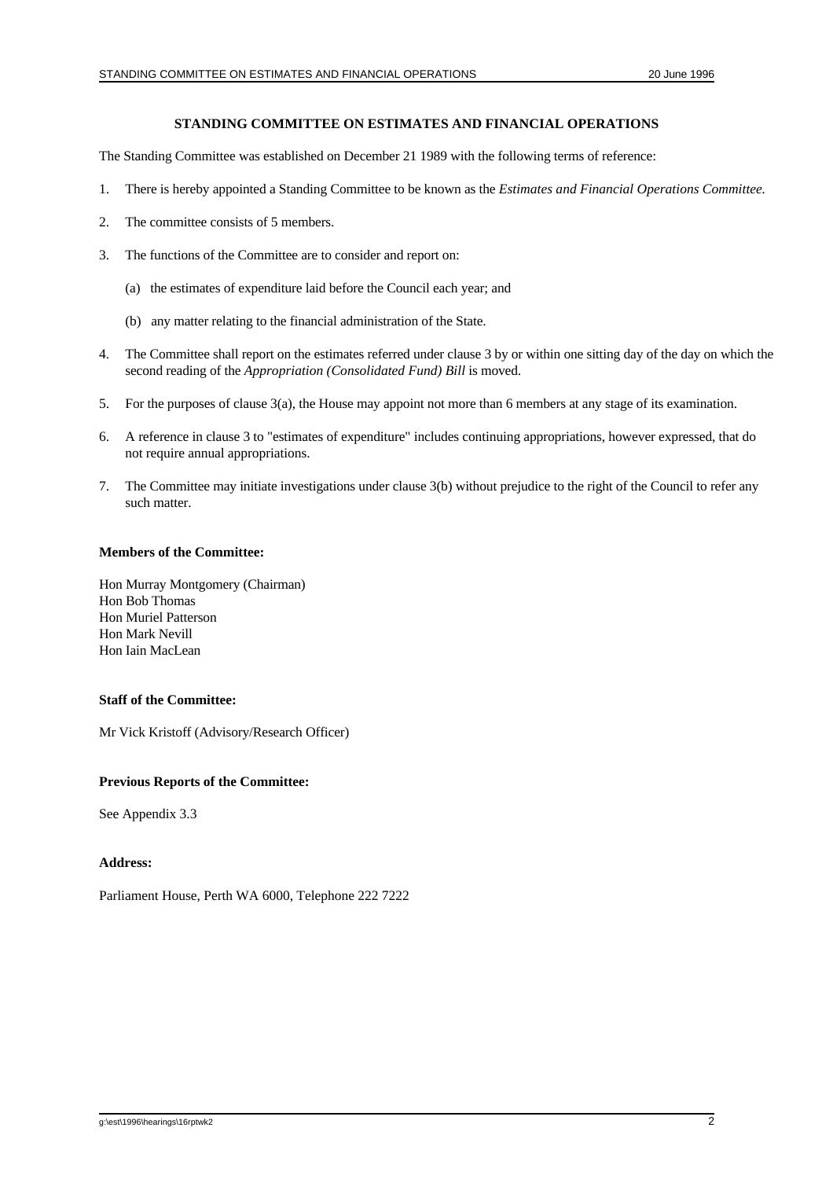## STANDING COMMITTEE ON ESTIMATES AND FINANCIAL OPERATIONS

The Standing Committee was established on December 21 1989 with the following terms of reference:

1. There is hereby appointed a Standing Committee to be known as the *Estimates and Financial Operations Committee.*
2. The committee consists of 5 members.
3. The functions of the Committee are to consider and report on:
   (a) the estimates of expenditure laid before the Council each year; and
   (b) any matter relating to the financial administration of the State.
4. The Committee shall report on the estimates referred under clause 3 by or within one sitting day of the day on which the second reading of the *Appropriation (Consolidated Fund) Bill* is moved.
5. For the purposes of clause 3(a), the House may appoint not more than 6 members at any stage of its examination.
6. A reference in clause 3 to "estimates of expenditure" includes continuing appropriations, however expressed, that do not require annual appropriations.
7. The Committee may initiate investigations under clause 3(b) without prejudice to the right of the Council to refer any such matter.

**Members of the Committee:**

Hon Murray Montgomery (Chairman)
Hon Bob Thomas
Hon Muriel Patterson
Hon Mark Nevill
Hon Iain MacLean

**Staff of the Committee:**

Mr Vick Kristoff (Advisory/Research Officer)

**Previous Reports of the Committee:**

See Appendix 3.3

**Address:**

Parliament House, Perth WA 6000, Telephone 222 7222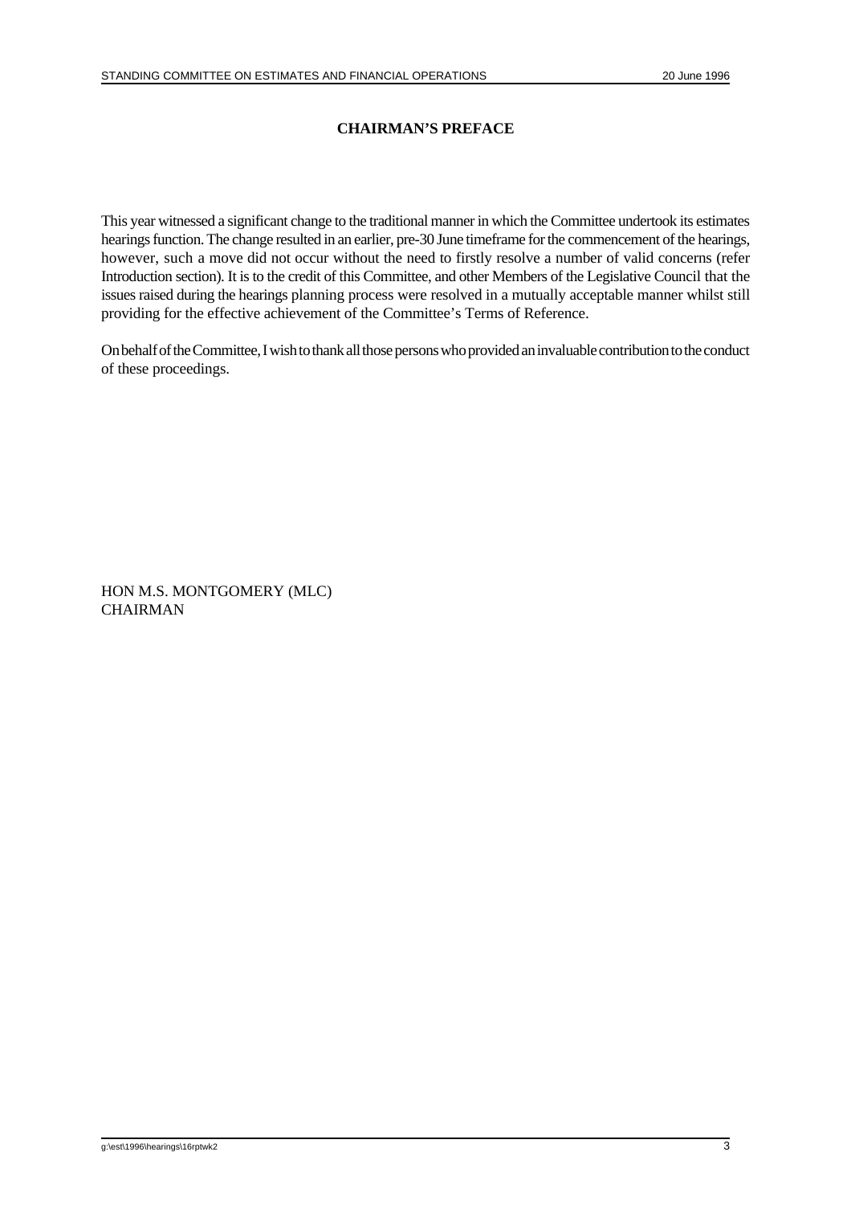## CHAIRMAN'S PREFACE

This year witnessed a significant change to the traditional manner in which the Committee undertook its estimates hearings function. The change resulted in an earlier, pre-30 June timeframe for the commencement of the hearings, however, such a move did not occur without the need to firstly resolve a number of valid concerns (refer Introduction section). It is to the credit of this Committee, and other Members of the Legislative Council that the issues raised during the hearings planning process were resolved in a mutually acceptable manner whilst still providing for the effective achievement of the Committee's Terms of Reference.

On behalf of the Committee, I wish to thank all those persons who provided an invaluable contribution to the conduct of these proceedings.

HON M.S. MONTGOMERY (MLC)
CHAIRMAN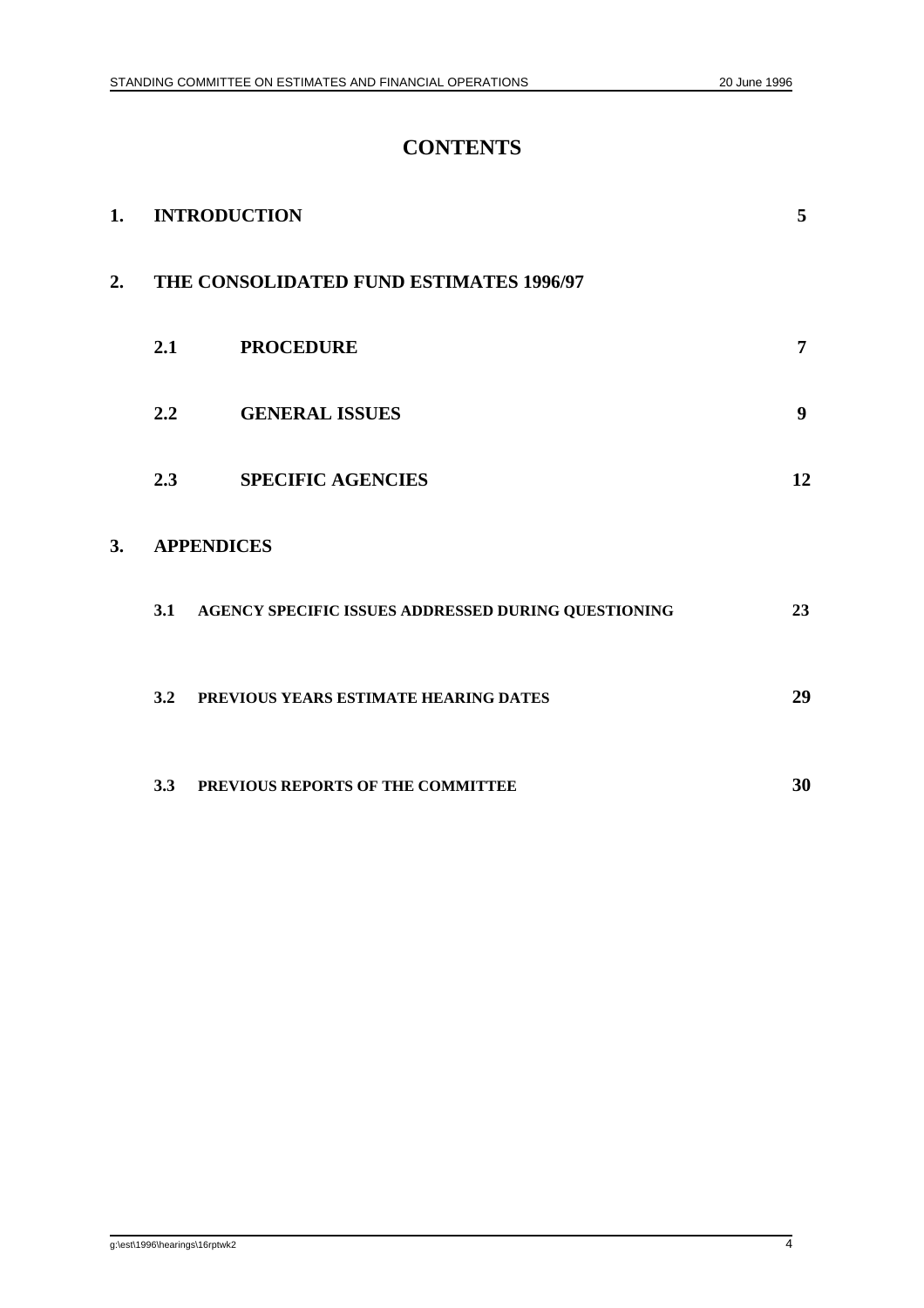# CONTENTS

| | | |
|---|---|---|
| **1.** | **INTRODUCTION** | **5** |
| **2.** | **THE CONSOLIDATED FUND ESTIMATES 1996/97** | |
| | **2.1 PROCEDURE** | **7** |
| | **2.2 GENERAL ISSUES** | **9** |
| | **2.3 SPECIFIC AGENCIES** | **12** |
| **3.** | **APPENDICES** | |
| | **3.1 AGENCY SPECIFIC ISSUES ADDRESSED DURING QUESTIONING** | **23** |
| | **3.2 PREVIOUS YEARS ESTIMATE HEARING DATES** | **29** |
| | **3.3 PREVIOUS REPORTS OF THE COMMITTEE** | **30** |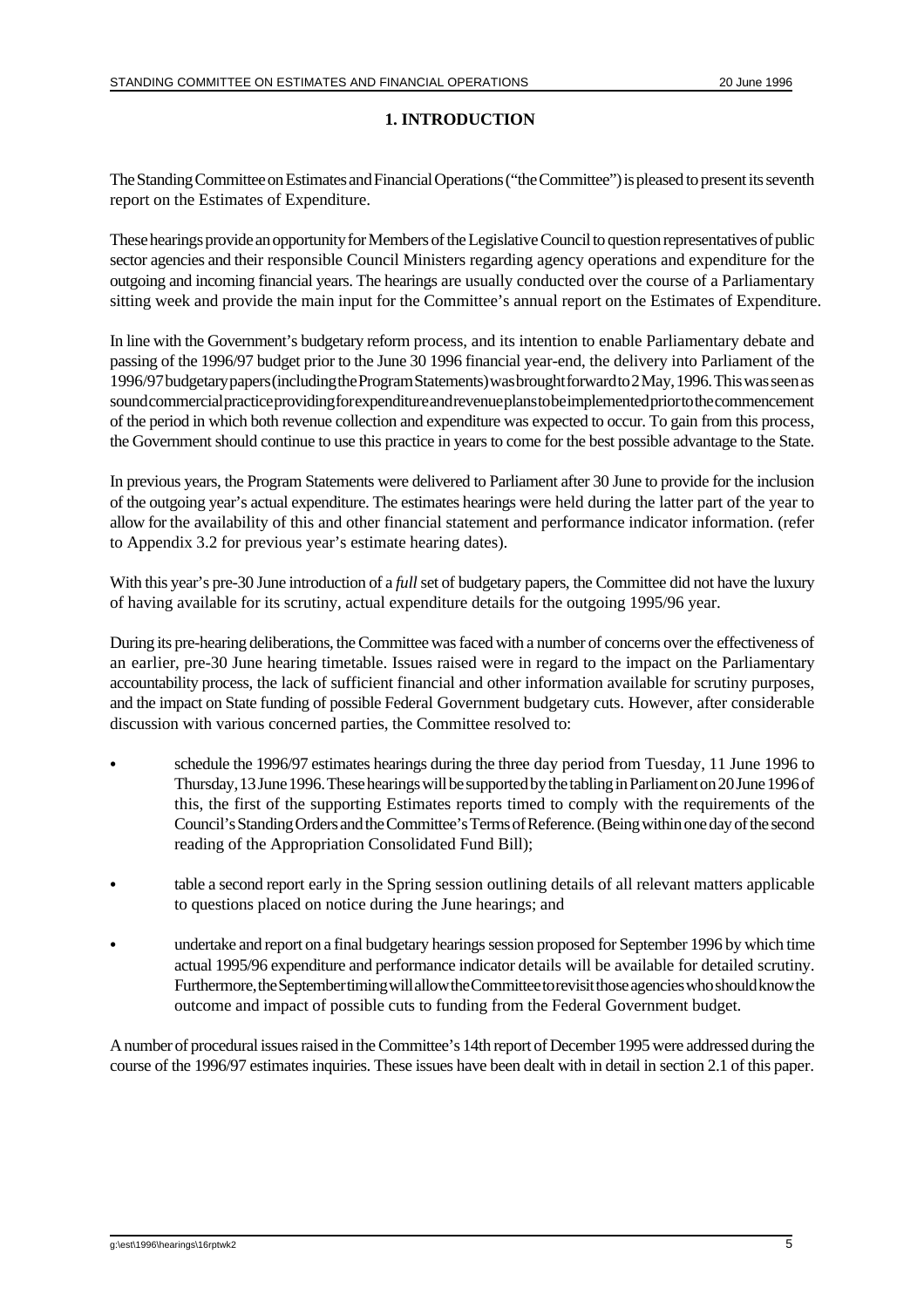# 1. INTRODUCTION

The Standing Committee on Estimates and Financial Operations ("the Committee") is pleased to present its seventh report on the Estimates of Expenditure.

These hearings provide an opportunity for Members of the Legislative Council to question representatives of public sector agencies and their responsible Council Ministers regarding agency operations and expenditure for the outgoing and incoming financial years. The hearings are usually conducted over the course of a Parliamentary sitting week and provide the main input for the Committee's annual report on the Estimates of Expenditure.

In line with the Government's budgetary reform process, and its intention to enable Parliamentary debate and passing of the 1996/97 budget prior to the June 30 1996 financial year-end, the delivery into Parliament of the 1996/97 budgetary papers (including the Program Statements) was brought forward to 2 May, 1996. This was seen as sound commercial practice providing for expenditure and revenue plans to be implemented prior to the commencement of the period in which both revenue collection and expenditure was expected to occur. To gain from this process, the Government should continue to use this practice in years to come for the best possible advantage to the State.

In previous years, the Program Statements were delivered to Parliament after 30 June to provide for the inclusion of the outgoing year's actual expenditure. The estimates hearings were held during the latter part of the year to allow for the availability of this and other financial statement and performance indicator information. (refer to Appendix 3.2 for previous year's estimate hearing dates).

With this year's pre-30 June introduction of a *full* set of budgetary papers, the Committee did not have the luxury of having available for its scrutiny, actual expenditure details for the outgoing 1995/96 year.

During its pre-hearing deliberations, the Committee was faced with a number of concerns over the effectiveness of an earlier, pre-30 June hearing timetable. Issues raised were in regard to the impact on the Parliamentary accountability process, the lack of sufficient financial and other information available for scrutiny purposes, and the impact on State funding of possible Federal Government budgetary cuts. However, after considerable discussion with various concerned parties, the Committee resolved to:

- schedule the 1996/97 estimates hearings during the three day period from Tuesday, 11 June 1996 to Thursday, 13 June 1996. These hearings will be supported by the tabling in Parliament on 20 June 1996 of this, the first of the supporting Estimates reports timed to comply with the requirements of the Council's Standing Orders and the Committee's Terms of Reference. (Being within one day of the second reading of the Appropriation Consolidated Fund Bill);
- table a second report early in the Spring session outlining details of all relevant matters applicable to questions placed on notice during the June hearings; and
- undertake and report on a final budgetary hearings session proposed for September 1996 by which time actual 1995/96 expenditure and performance indicator details will be available for detailed scrutiny. Furthermore, the September timing will allow the Committee to revisit those agencies who should know the outcome and impact of possible cuts to funding from the Federal Government budget.

A number of procedural issues raised in the Committee's 14th report of December 1995 were addressed during the course of the 1996/97 estimates inquiries. These issues have been dealt with in detail in section 2.1 of this paper.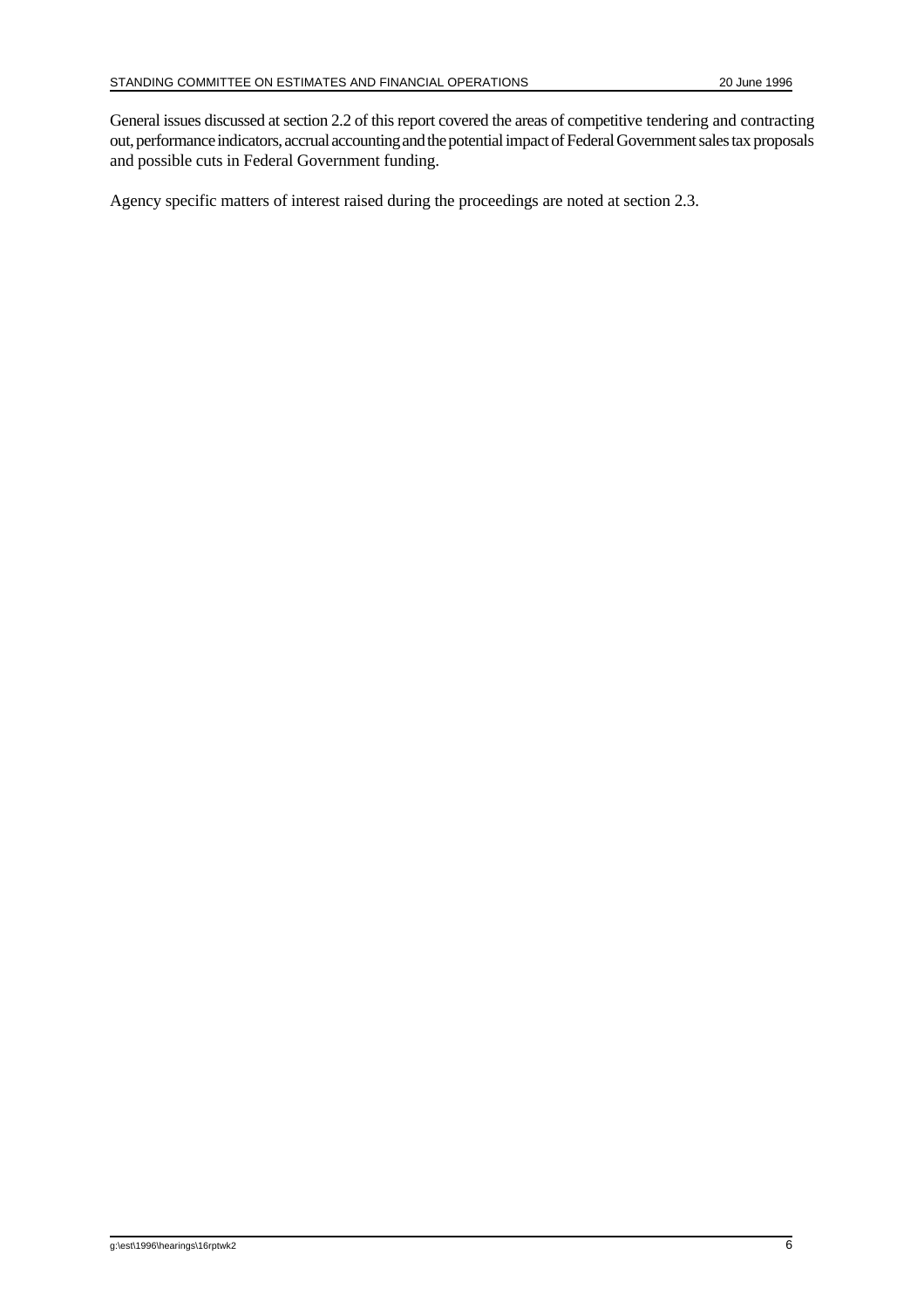General issues discussed at section 2.2 of this report covered the areas of competitive tendering and contracting out, performance indicators, accrual accounting and the potential impact of Federal Government sales tax proposals and possible cuts in Federal Government funding.

Agency specific matters of interest raised during the proceedings are noted at section 2.3.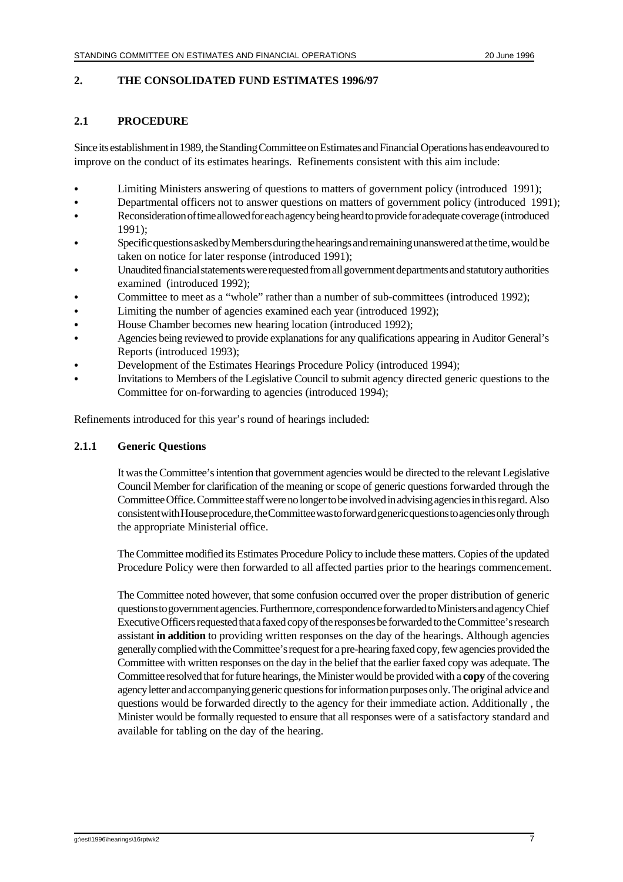## 2. THE CONSOLIDATED FUND ESTIMATES 1996/97

### 2.1 PROCEDURE

Since its establishment in 1989, the Standing Committee on Estimates and Financial Operations has endeavoured to improve on the conduct of its estimates hearings. Refinements consistent with this aim include:

- Limiting Ministers answering of questions to matters of government policy (introduced 1991);
- Departmental officers not to answer questions on matters of government policy (introduced 1991);
- Reconsideration of time allowed for each agency being heard to provide for adequate coverage (introduced 1991);
- Specific questions asked by Members during the hearings and remaining unanswered at the time, would be taken on notice for later response (introduced 1991);
- Unaudited financial statements were requested from all government departments and statutory authorities examined (introduced 1992);
- Committee to meet as a "whole" rather than a number of sub-committees (introduced 1992);
- Limiting the number of agencies examined each year (introduced 1992);
- House Chamber becomes new hearing location (introduced 1992);
- Agencies being reviewed to provide explanations for any qualifications appearing in Auditor General's Reports (introduced 1993);
- Development of the Estimates Hearings Procedure Policy (introduced 1994);
- Invitations to Members of the Legislative Council to submit agency directed generic questions to the Committee for on-forwarding to agencies (introduced 1994);

Refinements introduced for this year's round of hearings included:

#### 2.1.1 Generic Questions

It was the Committee's intention that government agencies would be directed to the relevant Legislative Council Member for clarification of the meaning or scope of generic questions forwarded through the Committee Office. Committee staff were no longer to be involved in advising agencies in this regard. Also consistent with House procedure, the Committee was to forward generic questions to agencies only through the appropriate Ministerial office.

The Committee modified its Estimates Procedure Policy to include these matters. Copies of the updated Procedure Policy were then forwarded to all affected parties prior to the hearings commencement.

The Committee noted however, that some confusion occurred over the proper distribution of generic questions to government agencies. Furthermore, correspondence forwarded to Ministers and agency Chief Executive Officers requested that a faxed copy of the responses be forwarded to the Committee's research assistant **in addition** to providing written responses on the day of the hearings. Although agencies generally complied with the Committee's request for a pre-hearing faxed copy, few agencies provided the Committee with written responses on the day in the belief that the earlier faxed copy was adequate. The Committee resolved that for future hearings, the Minister would be provided with a **copy** of the covering agency letter and accompanying generic questions for information purposes only. The original advice and questions would be forwarded directly to the agency for their immediate action. Additionally , the Minister would be formally requested to ensure that all responses were of a satisfactory standard and available for tabling on the day of the hearing.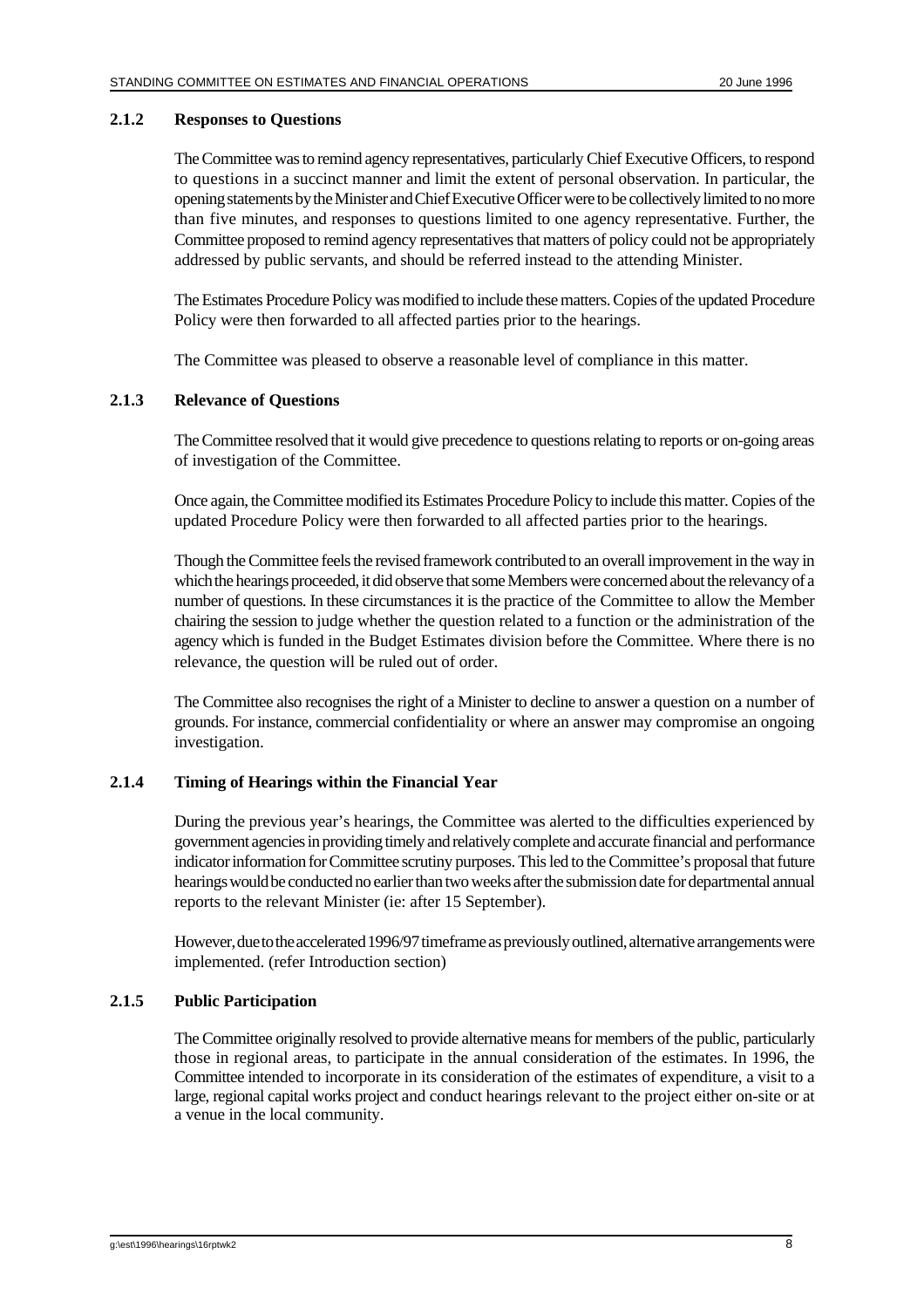### 2.1.2 Responses to Questions

The Committee was to remind agency representatives, particularly Chief Executive Officers, to respond to questions in a succinct manner and limit the extent of personal observation. In particular, the opening statements by the Minister and Chief Executive Officer were to be collectively limited to no more than five minutes, and responses to questions limited to one agency representative. Further, the Committee proposed to remind agency representatives that matters of policy could not be appropriately addressed by public servants, and should be referred instead to the attending Minister.

The Estimates Procedure Policy was modified to include these matters. Copies of the updated Procedure Policy were then forwarded to all affected parties prior to the hearings.

The Committee was pleased to observe a reasonable level of compliance in this matter.

### 2.1.3 Relevance of Questions

The Committee resolved that it would give precedence to questions relating to reports or on-going areas of investigation of the Committee.

Once again, the Committee modified its Estimates Procedure Policy to include this matter. Copies of the updated Procedure Policy were then forwarded to all affected parties prior to the hearings.

Though the Committee feels the revised framework contributed to an overall improvement in the way in which the hearings proceeded, it did observe that some Members were concerned about the relevancy of a number of questions. In these circumstances it is the practice of the Committee to allow the Member chairing the session to judge whether the question related to a function or the administration of the agency which is funded in the Budget Estimates division before the Committee. Where there is no relevance, the question will be ruled out of order.

The Committee also recognises the right of a Minister to decline to answer a question on a number of grounds. For instance, commercial confidentiality or where an answer may compromise an ongoing investigation.

### 2.1.4 Timing of Hearings within the Financial Year

During the previous year's hearings, the Committee was alerted to the difficulties experienced by government agencies in providing timely and relatively complete and accurate financial and performance indicator information for Committee scrutiny purposes. This led to the Committee's proposal that future hearings would be conducted no earlier than two weeks after the submission date for departmental annual reports to the relevant Minister (ie: after 15 September).

However, due to the accelerated 1996/97 timeframe as previously outlined, alternative arrangements were implemented. (refer Introduction section)

### 2.1.5 Public Participation

The Committee originally resolved to provide alternative means for members of the public, particularly those in regional areas, to participate in the annual consideration of the estimates. In 1996, the Committee intended to incorporate in its consideration of the estimates of expenditure, a visit to a large, regional capital works project and conduct hearings relevant to the project either on-site or at a venue in the local community.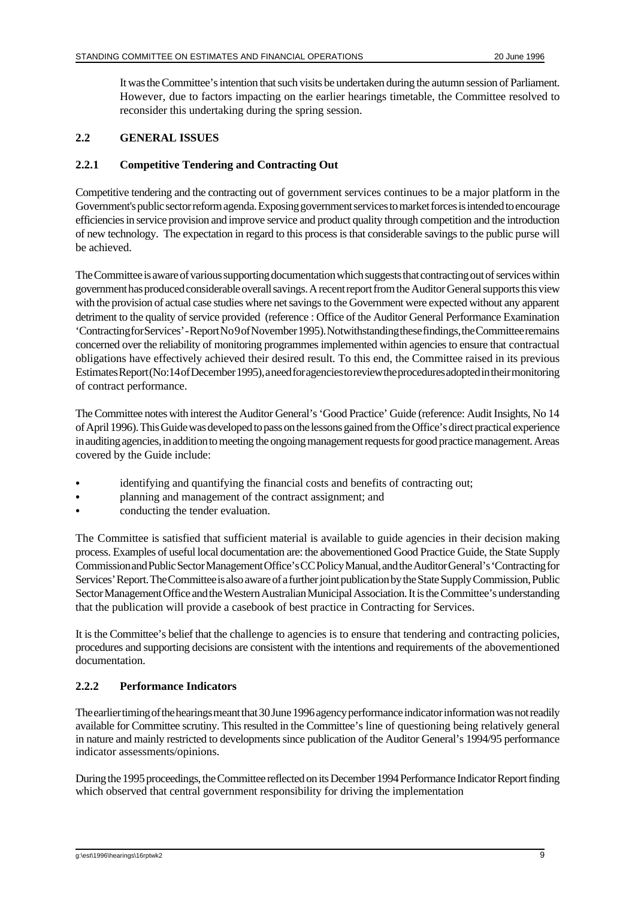It was the Committee's intention that such visits be undertaken during the autumn session of Parliament. However, due to factors impacting on the earlier hearings timetable, the Committee resolved to reconsider this undertaking during the spring session.

## 2.2 GENERAL ISSUES

### 2.2.1 Competitive Tendering and Contracting Out

Competitive tendering and the contracting out of government services continues to be a major platform in the Government's public sector reform agenda. Exposing government services to market forces is intended to encourage efficiencies in service provision and improve service and product quality through competition and the introduction of new technology. The expectation in regard to this process is that considerable savings to the public purse will be achieved.

The Committee is aware of various supporting documentation which suggests that contracting out of services within government has produced considerable overall savings. A recent report from the Auditor General supports this view with the provision of actual case studies where net savings to the Government were expected without any apparent detriment to the quality of service provided (reference : Office of the Auditor General Performance Examination 'Contracting for Services' - Report No 9 of November 1995). Notwithstanding these findings, the Committee remains concerned over the reliability of monitoring programmes implemented within agencies to ensure that contractual obligations have effectively achieved their desired result. To this end, the Committee raised in its previous Estimates Report (No:14 of December 1995), a need for agencies to review the procedures adopted in their monitoring of contract performance.

The Committee notes with interest the Auditor General's 'Good Practice' Guide (reference: Audit Insights, No 14 of April 1996). This Guide was developed to pass on the lessons gained from the Office's direct practical experience in auditing agencies, in addition to meeting the ongoing management requests for good practice management. Areas covered by the Guide include:

- identifying and quantifying the financial costs and benefits of contracting out;
- planning and management of the contract assignment; and
- conducting the tender evaluation.

The Committee is satisfied that sufficient material is available to guide agencies in their decision making process. Examples of useful local documentation are: the abovementioned Good Practice Guide, the State Supply Commission and Public Sector Management Office's CC Policy Manual, and the Auditor General's 'Contracting for Services' Report. The Committee is also aware of a further joint publication by the State Supply Commission, Public Sector Management Office and the Western Australian Municipal Association. It is the Committee's understanding that the publication will provide a casebook of best practice in Contracting for Services.

It is the Committee's belief that the challenge to agencies is to ensure that tendering and contracting policies, procedures and supporting decisions are consistent with the intentions and requirements of the abovementioned documentation.

### 2.2.2 Performance Indicators

The earlier timing of the hearings meant that 30 June 1996 agency performance indicator information was not readily available for Committee scrutiny. This resulted in the Committee's line of questioning being relatively general in nature and mainly restricted to developments since publication of the Auditor General's 1994/95 performance indicator assessments/opinions.

During the 1995 proceedings, the Committee reflected on its December 1994 Performance Indicator Report finding which observed that central government responsibility for driving the implementation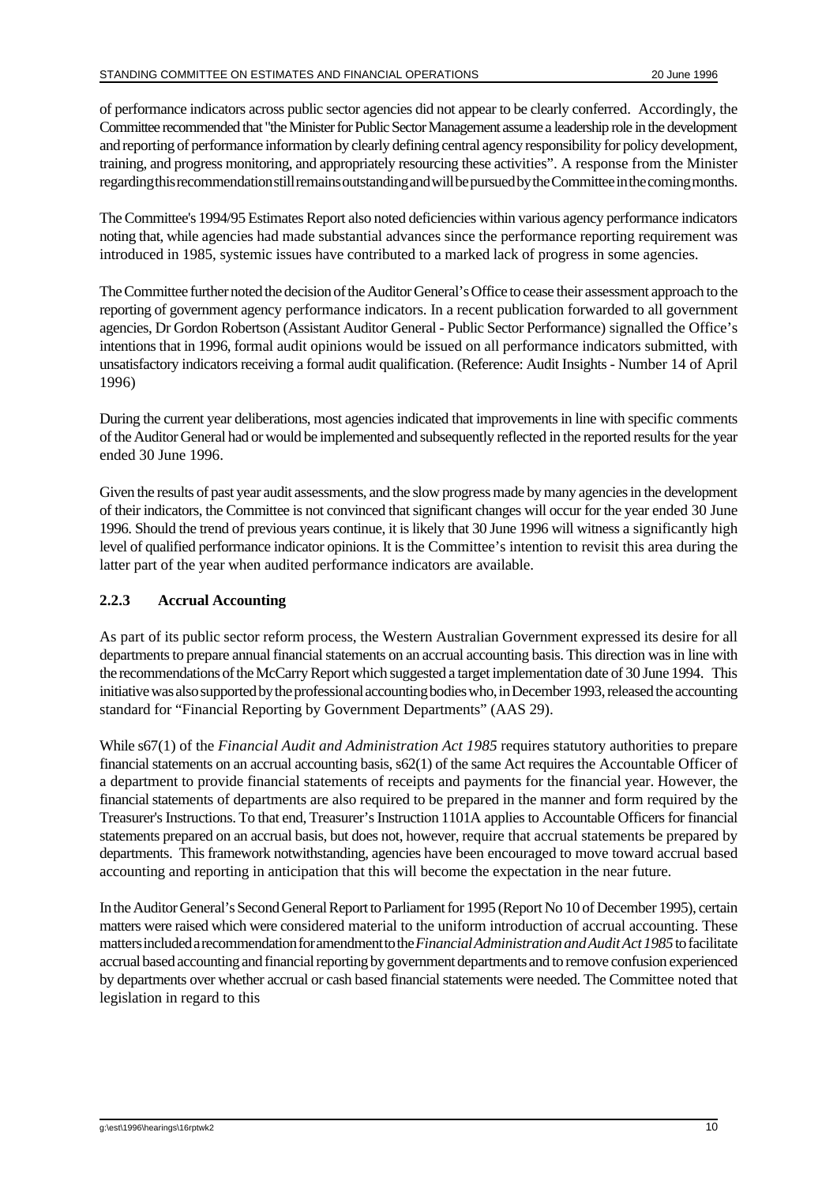of performance indicators across public sector agencies did not appear to be clearly conferred. Accordingly, the Committee recommended that "the Minister for Public Sector Management assume a leadership role in the development and reporting of performance information by clearly defining central agency responsibility for policy development, training, and progress monitoring, and appropriately resourcing these activities". A response from the Minister regarding this recommendation still remains outstanding and will be pursued by the Committee in the coming months.

The Committee's 1994/95 Estimates Report also noted deficiencies within various agency performance indicators noting that, while agencies had made substantial advances since the performance reporting requirement was introduced in 1985, systemic issues have contributed to a marked lack of progress in some agencies.

The Committee further noted the decision of the Auditor General's Office to cease their assessment approach to the reporting of government agency performance indicators. In a recent publication forwarded to all government agencies, Dr Gordon Robertson (Assistant Auditor General - Public Sector Performance) signalled the Office's intentions that in 1996, formal audit opinions would be issued on all performance indicators submitted, with unsatisfactory indicators receiving a formal audit qualification. (Reference: Audit Insights - Number 14 of April 1996)

During the current year deliberations, most agencies indicated that improvements in line with specific comments of the Auditor General had or would be implemented and subsequently reflected in the reported results for the year ended 30 June 1996.

Given the results of past year audit assessments, and the slow progress made by many agencies in the development of their indicators, the Committee is not convinced that significant changes will occur for the year ended 30 June 1996. Should the trend of previous years continue, it is likely that 30 June 1996 will witness a significantly high level of qualified performance indicator opinions. It is the Committee's intention to revisit this area during the latter part of the year when audited performance indicators are available.

### 2.2.3 Accrual Accounting

As part of its public sector reform process, the Western Australian Government expressed its desire for all departments to prepare annual financial statements on an accrual accounting basis. This direction was in line with the recommendations of the McCarry Report which suggested a target implementation date of 30 June 1994. This initiative was also supported by the professional accounting bodies who, in December 1993, released the accounting standard for "Financial Reporting by Government Departments" (AAS 29).

While s67(1) of the *Financial Audit and Administration Act 1985* requires statutory authorities to prepare financial statements on an accrual accounting basis, s62(1) of the same Act requires the Accountable Officer of a department to provide financial statements of receipts and payments for the financial year. However, the financial statements of departments are also required to be prepared in the manner and form required by the Treasurer's Instructions. To that end, Treasurer's Instruction 1101A applies to Accountable Officers for financial statements prepared on an accrual basis, but does not, however, require that accrual statements be prepared by departments. This framework notwithstanding, agencies have been encouraged to move toward accrual based accounting and reporting in anticipation that this will become the expectation in the near future.

In the Auditor General's Second General Report to Parliament for 1995 (Report No 10 of December 1995), certain matters were raised which were considered material to the uniform introduction of accrual accounting. These matters included a recommendation for amendment to the *Financial Administration and Audit Act 1985* to facilitate accrual based accounting and financial reporting by government departments and to remove confusion experienced by departments over whether accrual or cash based financial statements were needed. The Committee noted that legislation in regard to this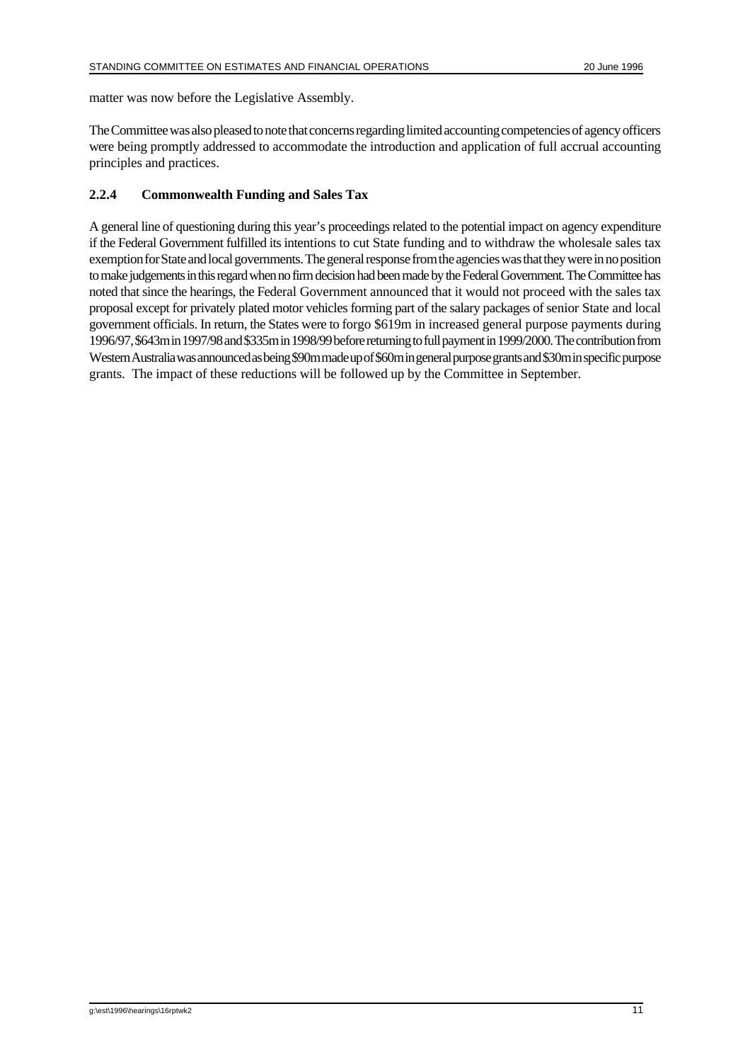matter was now before the Legislative Assembly.

The Committee was also pleased to note that concerns regarding limited accounting competencies of agency officers were being promptly addressed to accommodate the introduction and application of full accrual accounting principles and practices.

### 2.2.4 Commonwealth Funding and Sales Tax

A general line of questioning during this year's proceedings related to the potential impact on agency expenditure if the Federal Government fulfilled its intentions to cut State funding and to withdraw the wholesale sales tax exemption for State and local governments. The general response from the agencies was that they were in no position to make judgements in this regard when no firm decision had been made by the Federal Government. The Committee has noted that since the hearings, the Federal Government announced that it would not proceed with the sales tax proposal except for privately plated motor vehicles forming part of the salary packages of senior State and local government officials. In return, the States were to forgo \$619m in increased general purpose payments during 1996/97, \$643m in 1997/98 and \$335m in 1998/99 before returning to full payment in 1999/2000. The contribution from Western Australia was announced as being \$90m made up of \$60m in general purpose grants and \$30m in specific purpose grants. The impact of these reductions will be followed up by the Committee in September.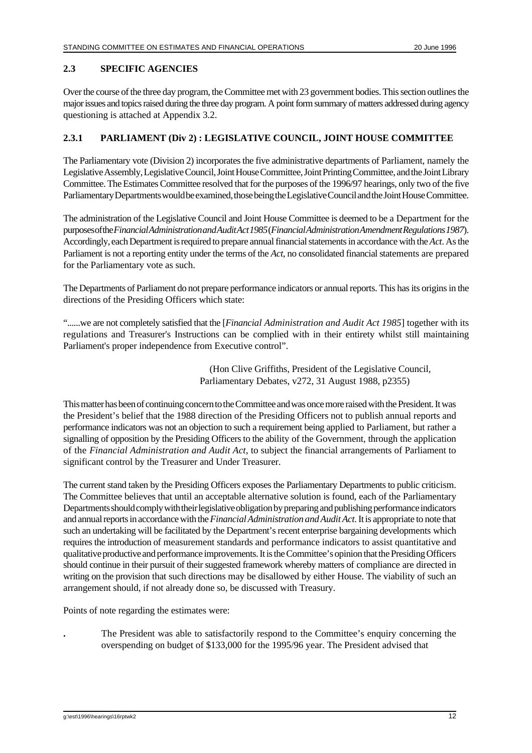## 2.3 SPECIFIC AGENCIES

Over the course of the three day program, the Committee met with 23 government bodies. This section outlines the major issues and topics raised during the three day program. A point form summary of matters addressed during agency questioning is attached at Appendix 3.2.

### 2.3.1 PARLIAMENT (Div 2) : LEGISLATIVE COUNCIL, JOINT HOUSE COMMITTEE

The Parliamentary vote (Division 2) incorporates the five administrative departments of Parliament, namely the Legislative Assembly, Legislative Council, Joint House Committee, Joint Printing Committee, and the Joint Library Committee. The Estimates Committee resolved that for the purposes of the 1996/97 hearings, only two of the five Parliamentary Departments would be examined, those being the Legislative Council and the Joint House Committee.

The administration of the Legislative Council and Joint House Committee is deemed to be a Department for the purposes of the *Financial Administration and Audit Act 1985* (*Financial Administration Amendment Regulations 1987*). Accordingly, each Department is required to prepare annual financial statements in accordance with the *Act*. As the Parliament is not a reporting entity under the terms of the *Act*, no consolidated financial statements are prepared for the Parliamentary vote as such.

The Departments of Parliament do not prepare performance indicators or annual reports. This has its origins in the directions of the Presiding Officers which state:

"......we are not completely satisfied that the [*Financial Administration and Audit Act 1985*] together with its regulations and Treasurer's Instructions can be complied with in their entirety whilst still maintaining Parliament's proper independence from Executive control".

(Hon Clive Griffiths, President of the Legislative Council, Parliamentary Debates, v272, 31 August 1988, p2355)

This matter has been of continuing concern to the Committee and was once more raised with the President. It was the President's belief that the 1988 direction of the Presiding Officers not to publish annual reports and performance indicators was not an objection to such a requirement being applied to Parliament, but rather a signalling of opposition by the Presiding Officers to the ability of the Government, through the application of the *Financial Administration and Audit Act*, to subject the financial arrangements of Parliament to significant control by the Treasurer and Under Treasurer.

The current stand taken by the Presiding Officers exposes the Parliamentary Departments to public criticism. The Committee believes that until an acceptable alternative solution is found, each of the Parliamentary Departments should comply with their legislative obligation by preparing and publishing performance indicators and annual reports in accordance with the *Financial Administration and Audit Act*. It is appropriate to note that such an undertaking will be facilitated by the Department's recent enterprise bargaining developments which requires the introduction of measurement standards and performance indicators to assist quantitative and qualitative productive and performance improvements. It is the Committee's opinion that the Presiding Officers should continue in their pursuit of their suggested framework whereby matters of compliance are directed in writing on the provision that such directions may be disallowed by either House. The viability of such an arrangement should, if not already done so, be discussed with Treasury.

Points of note regarding the estimates were:

- The President was able to satisfactorily respond to the Committee's enquiry concerning the overspending on budget of $133,000 for the 1995/96 year. The President advised that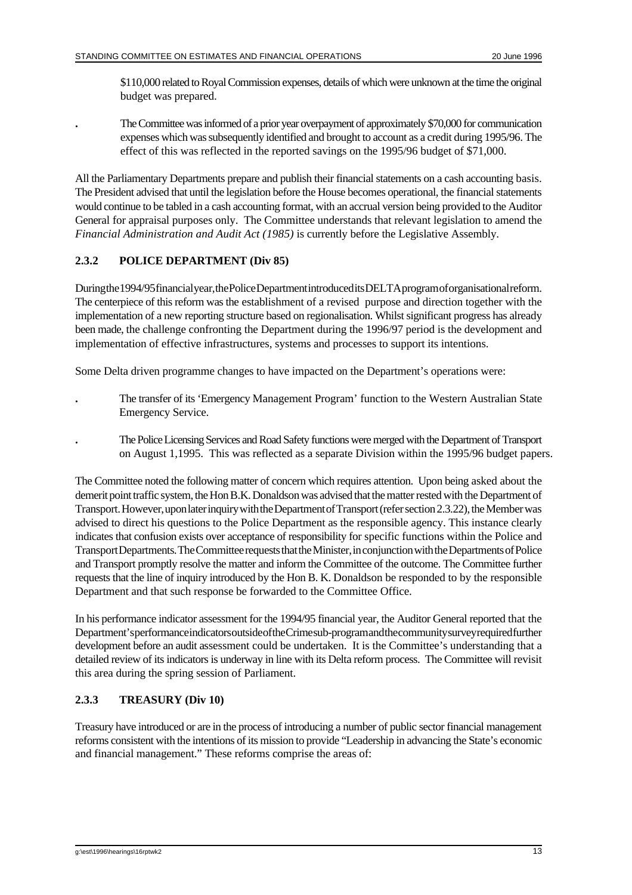$110,000 related to Royal Commission expenses, details of which were unknown at the time the original budget was prepared.

- The Committee was informed of a prior year overpayment of approximately $70,000 for communication expenses which was subsequently identified and brought to account as a credit during 1995/96. The effect of this was reflected in the reported savings on the 1995/96 budget of $71,000.

All the Parliamentary Departments prepare and publish their financial statements on a cash accounting basis. The President advised that until the legislation before the House becomes operational, the financial statements would continue to be tabled in a cash accounting format, with an accrual version being provided to the Auditor General for appraisal purposes only. The Committee understands that relevant legislation to amend the *Financial Administration and Audit Act (1985)* is currently before the Legislative Assembly.

### 2.3.2 POLICE DEPARTMENT (Div 85)

During the 1994/95 financial year, the Police Department introduced its DELTA program of organisational reform. The centerpiece of this reform was the establishment of a revised purpose and direction together with the implementation of a new reporting structure based on regionalisation. Whilst significant progress has already been made, the challenge confronting the Department during the 1996/97 period is the development and implementation of effective infrastructures, systems and processes to support its intentions.

Some Delta driven programme changes to have impacted on the Department's operations were:

- The transfer of its 'Emergency Management Program' function to the Western Australian State Emergency Service.
- The Police Licensing Services and Road Safety functions were merged with the Department of Transport on August 1,1995. This was reflected as a separate Division within the 1995/96 budget papers.

The Committee noted the following matter of concern which requires attention. Upon being asked about the demerit point traffic system, the Hon B.K. Donaldson was advised that the matter rested with the Department of Transport. However, upon later inquiry with the Department of Transport (refer section 2.3.22), the Member was advised to direct his questions to the Police Department as the responsible agency. This instance clearly indicates that confusion exists over acceptance of responsibility for specific functions within the Police and Transport Departments. The Committee requests that the Minister, in conjunction with the Departments of Police and Transport promptly resolve the matter and inform the Committee of the outcome. The Committee further requests that the line of inquiry introduced by the Hon B. K. Donaldson be responded to by the responsible Department and that such response be forwarded to the Committee Office.

In his performance indicator assessment for the 1994/95 financial year, the Auditor General reported that the Department's performance indicators outside of the Crime sub-program and the community survey required further development before an audit assessment could be undertaken. It is the Committee's understanding that a detailed review of its indicators is underway in line with its Delta reform process. The Committee will revisit this area during the spring session of Parliament.

### 2.3.3 TREASURY (Div 10)

Treasury have introduced or are in the process of introducing a number of public sector financial management reforms consistent with the intentions of its mission to provide "Leadership in advancing the State's economic and financial management." These reforms comprise the areas of: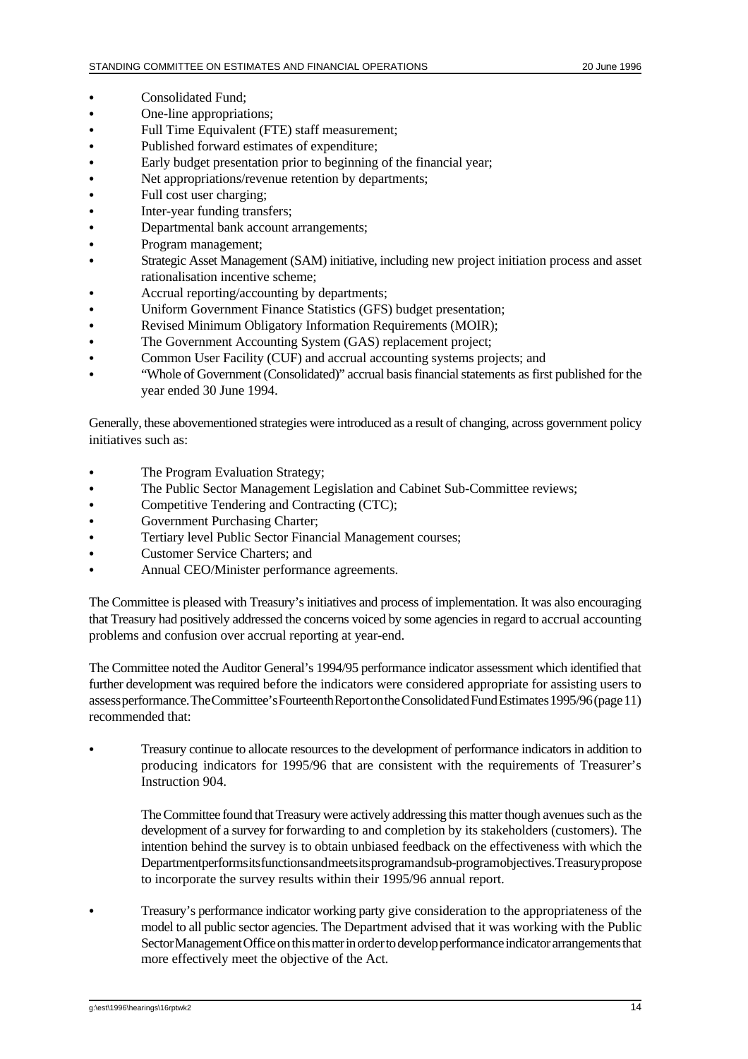- Consolidated Fund;
- One-line appropriations;
- Full Time Equivalent (FTE) staff measurement;
- Published forward estimates of expenditure;
- Early budget presentation prior to beginning of the financial year;
- Net appropriations/revenue retention by departments;
- Full cost user charging;
- Inter-year funding transfers;
- Departmental bank account arrangements;
- Program management;
- Strategic Asset Management (SAM) initiative, including new project initiation process and asset rationalisation incentive scheme;
- Accrual reporting/accounting by departments;
- Uniform Government Finance Statistics (GFS) budget presentation;
- Revised Minimum Obligatory Information Requirements (MOIR);
- The Government Accounting System (GAS) replacement project;
- Common User Facility (CUF) and accrual accounting systems projects; and
- "Whole of Government (Consolidated)" accrual basis financial statements as first published for the year ended 30 June 1994.

Generally, these abovementioned strategies were introduced as a result of changing, across government policy initiatives such as:

- The Program Evaluation Strategy;
- The Public Sector Management Legislation and Cabinet Sub-Committee reviews;
- Competitive Tendering and Contracting (CTC);
- Government Purchasing Charter;
- Tertiary level Public Sector Financial Management courses;
- Customer Service Charters; and
- Annual CEO/Minister performance agreements.

The Committee is pleased with Treasury's initiatives and process of implementation. It was also encouraging that Treasury had positively addressed the concerns voiced by some agencies in regard to accrual accounting problems and confusion over accrual reporting at year-end.

The Committee noted the Auditor General's 1994/95 performance indicator assessment which identified that further development was required before the indicators were considered appropriate for assisting users to assess performance. The Committee's Fourteenth Report on the Consolidated Fund Estimates 1995/96 (page 11) recommended that:

- Treasury continue to allocate resources to the development of performance indicators in addition to producing indicators for 1995/96 that are consistent with the requirements of Treasurer's Instruction 904.

  The Committee found that Treasury were actively addressing this matter though avenues such as the development of a survey for forwarding to and completion by its stakeholders (customers). The intention behind the survey is to obtain unbiased feedback on the effectiveness with which the Department performs its functions and meets its program and sub-program objectives. Treasury propose to incorporate the survey results within their 1995/96 annual report.

- Treasury's performance indicator working party give consideration to the appropriateness of the model to all public sector agencies. The Department advised that it was working with the Public Sector Management Office on this matter in order to develop performance indicator arrangements that more effectively meet the objective of the Act.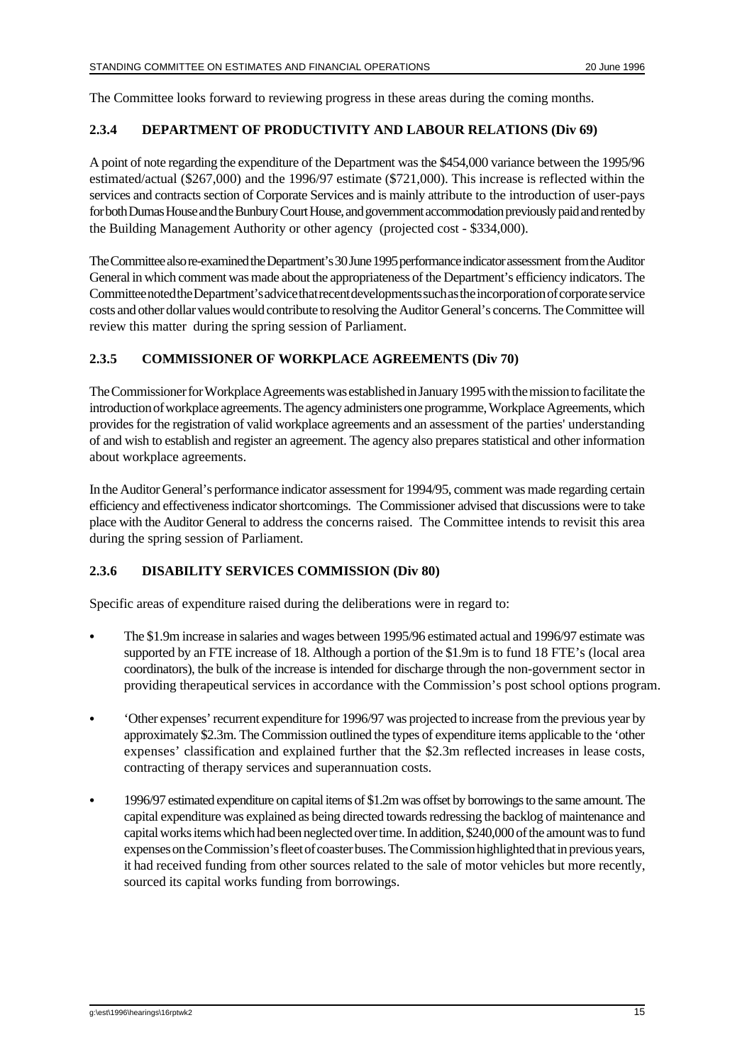The Committee looks forward to reviewing progress in these areas during the coming months.

### 2.3.4 DEPARTMENT OF PRODUCTIVITY AND LABOUR RELATIONS (Div 69)

A point of note regarding the expenditure of the Department was the $454,000 variance between the 1995/96 estimated/actual ($267,000) and the 1996/97 estimate ($721,000). This increase is reflected within the services and contracts section of Corporate Services and is mainly attribute to the introduction of user-pays for both Dumas House and the Bunbury Court House, and government accommodation previously paid and rented by the Building Management Authority or other agency (projected cost - $334,000).

The Committee also re-examined the Department's 30 June 1995 performance indicator assessment from the Auditor General in which comment was made about the appropriateness of the Department's efficiency indicators. The Committee noted the Department's advice that recent developments such as the incorporation of corporate service costs and other dollar values would contribute to resolving the Auditor General's concerns. The Committee will review this matter during the spring session of Parliament.

### 2.3.5 COMMISSIONER OF WORKPLACE AGREEMENTS (Div 70)

The Commissioner for Workplace Agreements was established in January 1995 with the mission to facilitate the introduction of workplace agreements. The agency administers one programme, Workplace Agreements, which provides for the registration of valid workplace agreements and an assessment of the parties' understanding of and wish to establish and register an agreement. The agency also prepares statistical and other information about workplace agreements.

In the Auditor General's performance indicator assessment for 1994/95, comment was made regarding certain efficiency and effectiveness indicator shortcomings. The Commissioner advised that discussions were to take place with the Auditor General to address the concerns raised. The Committee intends to revisit this area during the spring session of Parliament.

### 2.3.6 DISABILITY SERVICES COMMISSION (Div 80)

Specific areas of expenditure raised during the deliberations were in regard to:

- The $1.9m increase in salaries and wages between 1995/96 estimated actual and 1996/97 estimate was supported by an FTE increase of 18. Although a portion of the $1.9m is to fund 18 FTE's (local area coordinators), the bulk of the increase is intended for discharge through the non-government sector in providing therapeutical services in accordance with the Commission's post school options program.

- 'Other expenses' recurrent expenditure for 1996/97 was projected to increase from the previous year by approximately $2.3m. The Commission outlined the types of expenditure items applicable to the 'other expenses' classification and explained further that the $2.3m reflected increases in lease costs, contracting of therapy services and superannuation costs.

- 1996/97 estimated expenditure on capital items of $1.2m was offset by borrowings to the same amount. The capital expenditure was explained as being directed towards redressing the backlog of maintenance and capital works items which had been neglected over time. In addition, $240,000 of the amount was to fund expenses on the Commission's fleet of coaster buses. The Commission highlighted that in previous years, it had received funding from other sources related to the sale of motor vehicles but more recently, sourced its capital works funding from borrowings.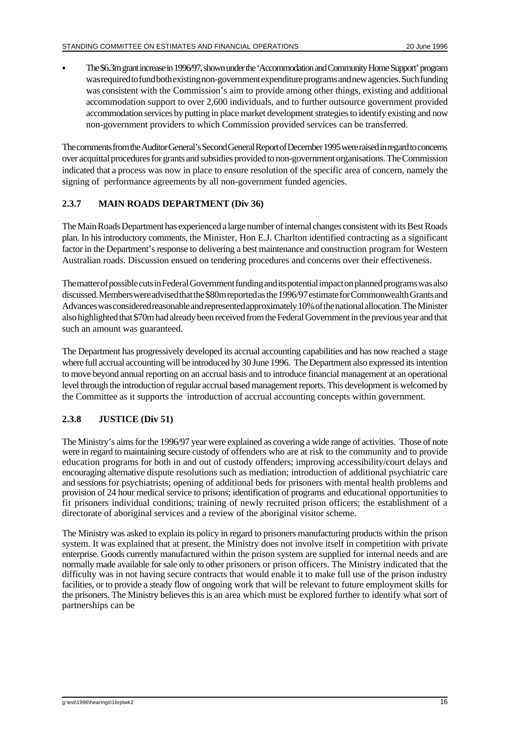- The $6.3m grant increase in 1996/97, shown under the 'Accommodation and Community Home Support' program was required to fund both existing non-government expenditure programs and new agencies. Such funding was consistent with the Commission's aim to provide among other things, existing and additional accommodation support to over 2,600 individuals, and to further outsource government provided accommodation services by putting in place market development strategies to identify existing and now non-government providers to which Commission provided services can be transferred.

The comments from the Auditor General's Second General Report of December 1995 were raised in regard to concerns over acquittal procedures for grants and subsidies provided to non-government organisations. The Commission indicated that a process was now in place to ensure resolution of the specific area of concern, namely the signing of performance agreements by all non-government funded agencies.

### 2.3.7 MAIN ROADS DEPARTMENT (Div 36)

The Main Roads Department has experienced a large number of internal changes consistent with its Best Roads plan. In his introductory comments, the Minister, Hon E.J. Charlton identified contracting as a significant factor in the Department's response to delivering a best maintenance and construction program for Western Australian roads. Discussion ensued on tendering procedures and concerns over their effectiveness.

The matter of possible cuts in Federal Government funding and its potential impact on planned programs was also discussed. Members were advised that the $80m reported as the 1996/97 estimate for Commonwealth Grants and Advances was considered reasonable and represented approximately 10% of the national allocation. The Minister also highlighted that $70m had already been received from the Federal Government in the previous year and that such an amount was guaranteed.

The Department has progressively developed its accrual accounting capabilities and has now reached a stage where full accrual accounting will be introduced by 30 June 1996. The Department also expressed its intention to move beyond annual reporting on an accrual basis and to introduce financial management at an operational level through the introduction of regular accrual based management reports. This development is welcomed by the Committee as it supports the introduction of accrual accounting concepts within government.

### 2.3.8 JUSTICE (Div 51)

The Ministry's aims for the 1996/97 year were explained as covering a wide range of activities. Those of note were in regard to maintaining secure custody of offenders who are at risk to the community and to provide education programs for both in and out of custody offenders; improving accessibility/court delays and encouraging alternative dispute resolutions such as mediation; introduction of additional psychiatric care and sessions for psychiatrists; opening of additional beds for prisoners with mental health problems and provision of 24 hour medical service to prisons; identification of programs and educational opportunities to fit prisoners individual conditions; training of newly recruited prison officers; the establishment of a directorate of aboriginal services and a review of the aboriginal visitor scheme.

The Ministry was asked to explain its policy in regard to prisoners manufacturing products within the prison system. It was explained that at present, the Ministry does not involve itself in competition with private enterprise. Goods currently manufactured within the prison system are supplied for internal needs and are normally made available for sale only to other prisoners or prison officers. The Ministry indicated that the difficulty was in not having secure contracts that would enable it to make full use of the prison industry facilities, or to provide a steady flow of ongoing work that will be relevant to future employment skills for the prisoners. The Ministry believes this is an area which must be explored further to identify what sort of partnerships can be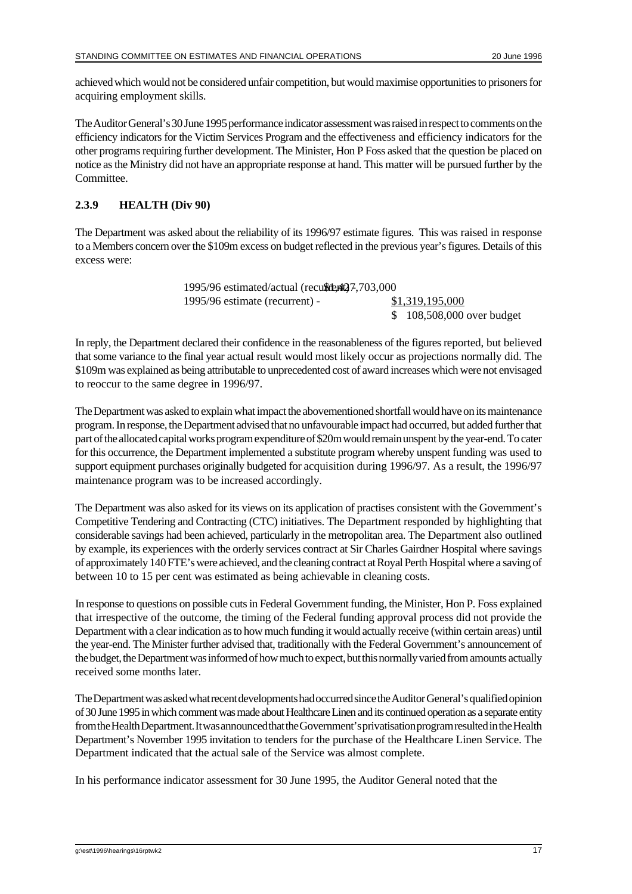achieved which would not be considered unfair competition, but would maximise opportunities to prisoners for acquiring employment skills.

The Auditor General's 30 June 1995 performance indicator assessment was raised in respect to comments on the efficiency indicators for the Victim Services Program and the effectiveness and efficiency indicators for the other programs requiring further development. The Minister, Hon P Foss asked that the question be placed on notice as the Ministry did not have an appropriate response at hand. This matter will be pursued further by the Committee.

### 2.3.9 HEALTH (Div 90)

The Department was asked about the reliability of its 1996/97 estimate figures. This was raised in response to a Members concern over the $109m excess on budget reflected in the previous year's figures. Details of this excess were:

| | |
|---|---|
| 1995/96 estimated/actual (recurrent) - | $1,427,703,000 |
| 1995/96 estimate (recurrent) - | $1,319,195,000 |
| | $ 108,508,000 over budget |

In reply, the Department declared their confidence in the reasonableness of the figures reported, but believed that some variance to the final year actual result would most likely occur as projections normally did. The $109m was explained as being attributable to unprecedented cost of award increases which were not envisaged to reoccur to the same degree in 1996/97.

The Department was asked to explain what impact the abovementioned shortfall would have on its maintenance program. In response, the Department advised that no unfavourable impact had occurred, but added further that part of the allocated capital works program expenditure of $20m would remain unspent by the year-end. To cater for this occurrence, the Department implemented a substitute program whereby unspent funding was used to support equipment purchases originally budgeted for acquisition during 1996/97. As a result, the 1996/97 maintenance program was to be increased accordingly.

The Department was also asked for its views on its application of practises consistent with the Government's Competitive Tendering and Contracting (CTC) initiatives. The Department responded by highlighting that considerable savings had been achieved, particularly in the metropolitan area. The Department also outlined by example, its experiences with the orderly services contract at Sir Charles Gairdner Hospital where savings of approximately 140 FTE's were achieved, and the cleaning contract at Royal Perth Hospital where a saving of between 10 to 15 per cent was estimated as being achievable in cleaning costs.

In response to questions on possible cuts in Federal Government funding, the Minister, Hon P. Foss explained that irrespective of the outcome, the timing of the Federal funding approval process did not provide the Department with a clear indication as to how much funding it would actually receive (within certain areas) until the year-end. The Minister further advised that, traditionally with the Federal Government's announcement of the budget, the Department was informed of how much to expect, but this normally varied from amounts actually received some months later.

The Department was asked what recent developments had occurred since the Auditor General's qualified opinion of 30 June 1995 in which comment was made about Healthcare Linen and its continued operation as a separate entity from the Health Department. It was announced that the Government's privatisation program resulted in the Health Department's November 1995 invitation to tenders for the purchase of the Healthcare Linen Service. The Department indicated that the actual sale of the Service was almost complete.

In his performance indicator assessment for 30 June 1995, the Auditor General noted that the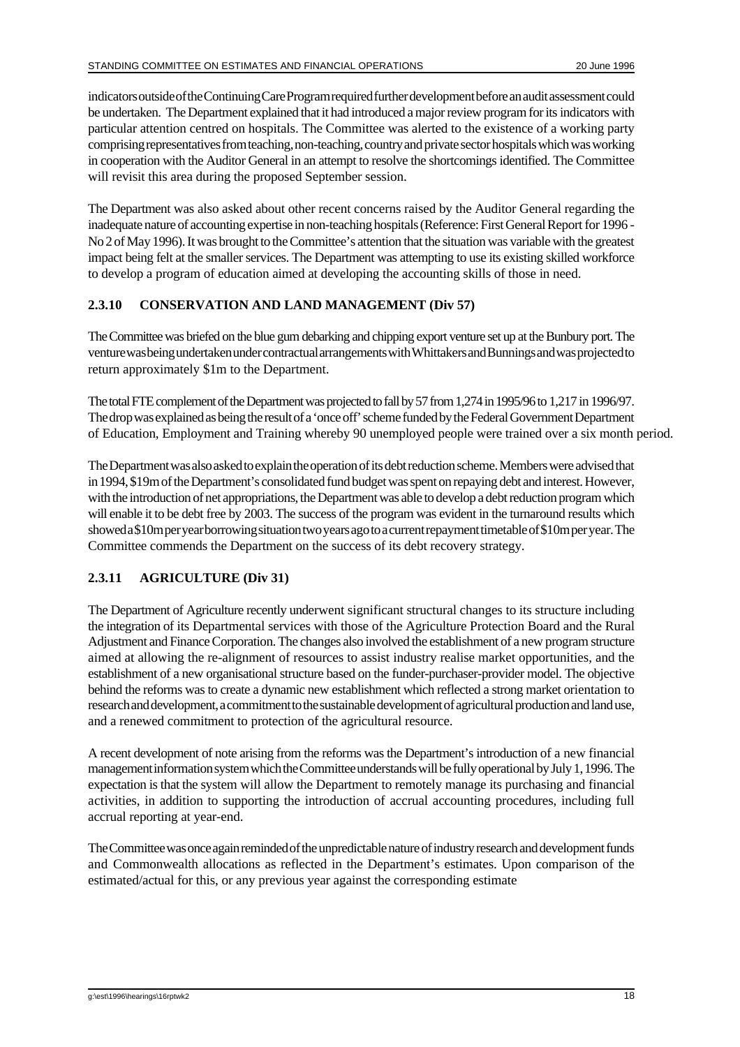indicators outside of the Continuing Care Program required further development before an audit assessment could be undertaken. The Department explained that it had introduced a major review program for its indicators with particular attention centred on hospitals. The Committee was alerted to the existence of a working party comprising representatives from teaching, non-teaching, country and private sector hospitals which was working in cooperation with the Auditor General in an attempt to resolve the shortcomings identified. The Committee will revisit this area during the proposed September session.

The Department was also asked about other recent concerns raised by the Auditor General regarding the inadequate nature of accounting expertise in non-teaching hospitals (Reference: First General Report for 1996 - No 2 of May 1996). It was brought to the Committee's attention that the situation was variable with the greatest impact being felt at the smaller services. The Department was attempting to use its existing skilled workforce to develop a program of education aimed at developing the accounting skills of those in need.

### 2.3.10 CONSERVATION AND LAND MANAGEMENT (Div 57)

The Committee was briefed on the blue gum debarking and chipping export venture set up at the Bunbury port. The venture was being undertaken under contractual arrangements with Whittakers and Bunnings and was projected to return approximately $1m to the Department.

The total FTE complement of the Department was projected to fall by 57 from 1,274 in 1995/96 to 1,217 in 1996/97. The drop was explained as being the result of a 'once off' scheme funded by the Federal Government Department of Education, Employment and Training whereby 90 unemployed people were trained over a six month period.

The Department was also asked to explain the operation of its debt reduction scheme. Members were advised that in 1994, $19m of the Department's consolidated fund budget was spent on repaying debt and interest. However, with the introduction of net appropriations, the Department was able to develop a debt reduction program which will enable it to be debt free by 2003. The success of the program was evident in the turnaround results which showed a $10m per year borrowing situation two years ago to a current repayment timetable of $10m per year. The Committee commends the Department on the success of its debt recovery strategy.

### 2.3.11 AGRICULTURE (Div 31)

The Department of Agriculture recently underwent significant structural changes to its structure including the integration of its Departmental services with those of the Agriculture Protection Board and the Rural Adjustment and Finance Corporation. The changes also involved the establishment of a new program structure aimed at allowing the re-alignment of resources to assist industry realise market opportunities, and the establishment of a new organisational structure based on the funder-purchaser-provider model. The objective behind the reforms was to create a dynamic new establishment which reflected a strong market orientation to research and development, a commitment to the sustainable development of agricultural production and land use, and a renewed commitment to protection of the agricultural resource.

A recent development of note arising from the reforms was the Department's introduction of a new financial management information system which the Committee understands will be fully operational by July 1, 1996. The expectation is that the system will allow the Department to remotely manage its purchasing and financial activities, in addition to supporting the introduction of accrual accounting procedures, including full accrual reporting at year-end.

The Committee was once again reminded of the unpredictable nature of industry research and development funds and Commonwealth allocations as reflected in the Department's estimates. Upon comparison of the estimated/actual for this, or any previous year against the corresponding estimate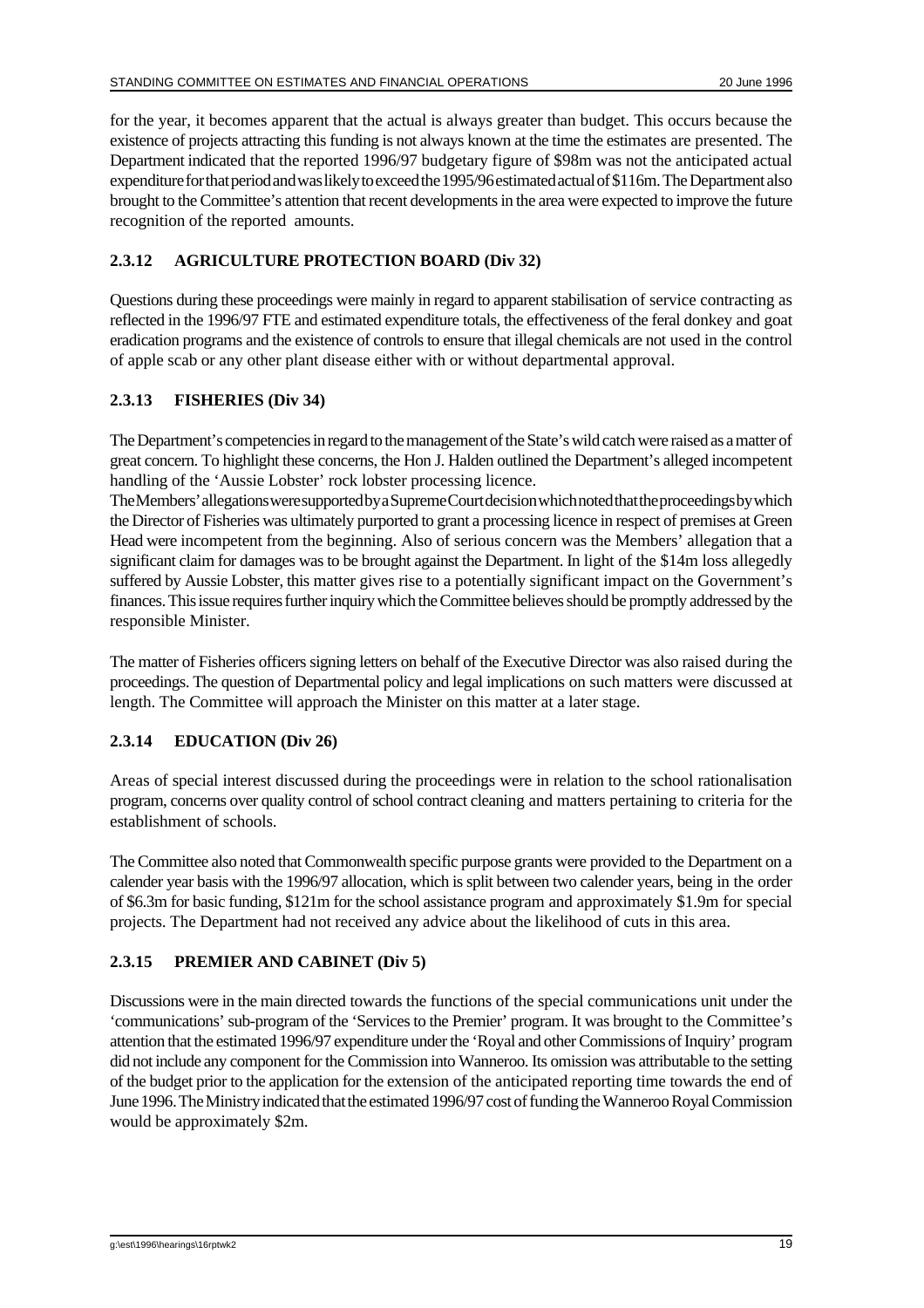for the year, it becomes apparent that the actual is always greater than budget. This occurs because the existence of projects attracting this funding is not always known at the time the estimates are presented. The Department indicated that the reported 1996/97 budgetary figure of $98m was not the anticipated actual expenditure for that period and was likely to exceed the 1995/96 estimated actual of $116m. The Department also brought to the Committee's attention that recent developments in the area were expected to improve the future recognition of the reported amounts.

### 2.3.12 AGRICULTURE PROTECTION BOARD (Div 32)

Questions during these proceedings were mainly in regard to apparent stabilisation of service contracting as reflected in the 1996/97 FTE and estimated expenditure totals, the effectiveness of the feral donkey and goat eradication programs and the existence of controls to ensure that illegal chemicals are not used in the control of apple scab or any other plant disease either with or without departmental approval.

### 2.3.13 FISHERIES (Div 34)

The Department's competencies in regard to the management of the State's wild catch were raised as a matter of great concern. To highlight these concerns, the Hon J. Halden outlined the Department's alleged incompetent handling of the 'Aussie Lobster' rock lobster processing licence.
The Members' allegations were supported by a Supreme Court decision which noted that the proceedings by which the Director of Fisheries was ultimately purported to grant a processing licence in respect of premises at Green Head were incompetent from the beginning. Also of serious concern was the Members' allegation that a significant claim for damages was to be brought against the Department. In light of the $14m loss allegedly suffered by Aussie Lobster, this matter gives rise to a potentially significant impact on the Government's finances. This issue requires further inquiry which the Committee believes should be promptly addressed by the responsible Minister.

The matter of Fisheries officers signing letters on behalf of the Executive Director was also raised during the proceedings. The question of Departmental policy and legal implications on such matters were discussed at length. The Committee will approach the Minister on this matter at a later stage.

### 2.3.14 EDUCATION (Div 26)

Areas of special interest discussed during the proceedings were in relation to the school rationalisation program, concerns over quality control of school contract cleaning and matters pertaining to criteria for the establishment of schools.

The Committee also noted that Commonwealth specific purpose grants were provided to the Department on a calender year basis with the 1996/97 allocation, which is split between two calender years, being in the order of $6.3m for basic funding, $121m for the school assistance program and approximately $1.9m for special projects. The Department had not received any advice about the likelihood of cuts in this area.

### 2.3.15 PREMIER AND CABINET (Div 5)

Discussions were in the main directed towards the functions of the special communications unit under the 'communications' sub-program of the 'Services to the Premier' program. It was brought to the Committee's attention that the estimated 1996/97 expenditure under the 'Royal and other Commissions of Inquiry' program did not include any component for the Commission into Wanneroo. Its omission was attributable to the setting of the budget prior to the application for the extension of the anticipated reporting time towards the end of June 1996. The Ministry indicated that the estimated 1996/97 cost of funding the Wanneroo Royal Commission would be approximately $2m.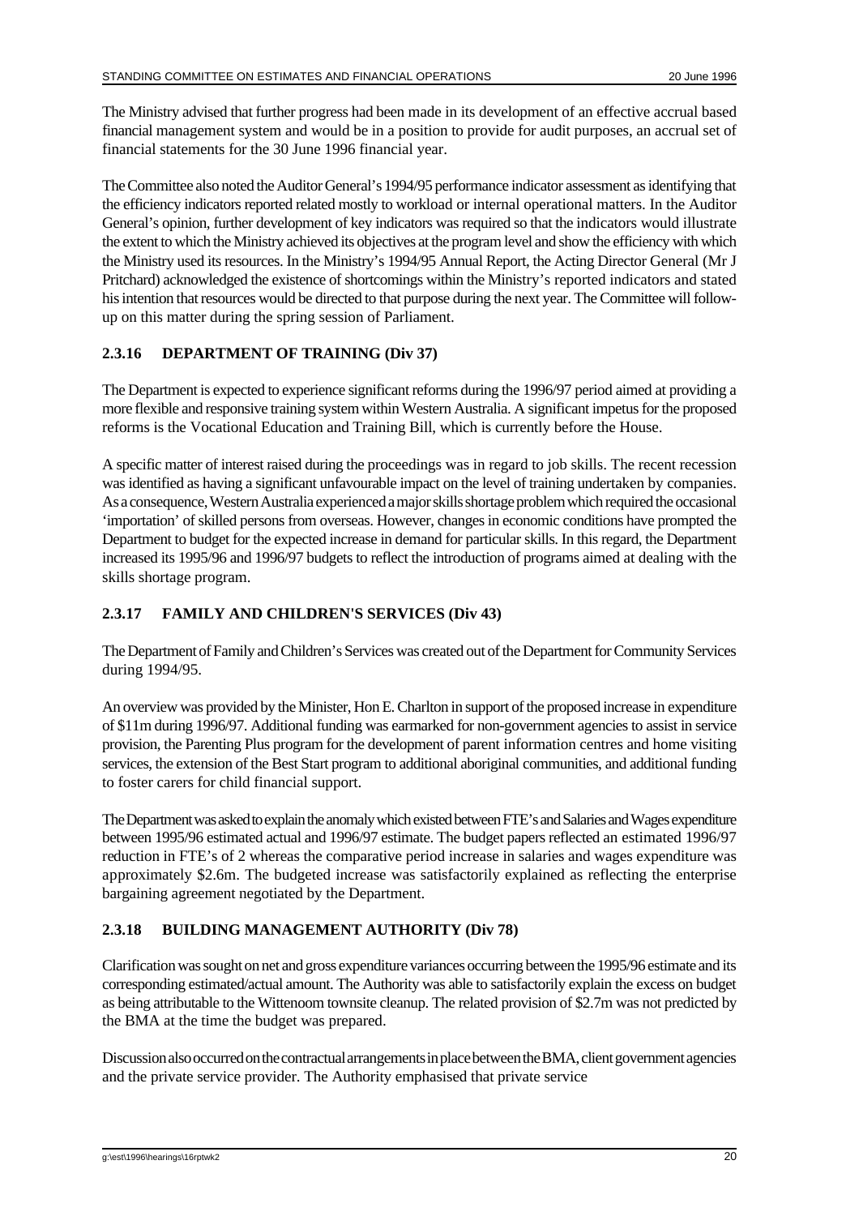The Ministry advised that further progress had been made in its development of an effective accrual based financial management system and would be in a position to provide for audit purposes, an accrual set of financial statements for the 30 June 1996 financial year.

The Committee also noted the Auditor General's 1994/95 performance indicator assessment as identifying that the efficiency indicators reported related mostly to workload or internal operational matters. In the Auditor General's opinion, further development of key indicators was required so that the indicators would illustrate the extent to which the Ministry achieved its objectives at the program level and show the efficiency with which the Ministry used its resources. In the Ministry's 1994/95 Annual Report, the Acting Director General (Mr J Pritchard) acknowledged the existence of shortcomings within the Ministry's reported indicators and stated his intention that resources would be directed to that purpose during the next year. The Committee will follow-up on this matter during the spring session of Parliament.

### 2.3.16 DEPARTMENT OF TRAINING (Div 37)

The Department is expected to experience significant reforms during the 1996/97 period aimed at providing a more flexible and responsive training system within Western Australia. A significant impetus for the proposed reforms is the Vocational Education and Training Bill, which is currently before the House.

A specific matter of interest raised during the proceedings was in regard to job skills. The recent recession was identified as having a significant unfavourable impact on the level of training undertaken by companies. As a consequence, Western Australia experienced a major skills shortage problem which required the occasional 'importation' of skilled persons from overseas. However, changes in economic conditions have prompted the Department to budget for the expected increase in demand for particular skills. In this regard, the Department increased its 1995/96 and 1996/97 budgets to reflect the introduction of programs aimed at dealing with the skills shortage program.

### 2.3.17 FAMILY AND CHILDREN'S SERVICES (Div 43)

The Department of Family and Children's Services was created out of the Department for Community Services during 1994/95.

An overview was provided by the Minister, Hon E. Charlton in support of the proposed increase in expenditure of $11m during 1996/97. Additional funding was earmarked for non-government agencies to assist in service provision, the Parenting Plus program for the development of parent information centres and home visiting services, the extension of the Best Start program to additional aboriginal communities, and additional funding to foster carers for child financial support.

The Department was asked to explain the anomaly which existed between FTE's and Salaries and Wages expenditure between 1995/96 estimated actual and 1996/97 estimate. The budget papers reflected an estimated 1996/97 reduction in FTE's of 2 whereas the comparative period increase in salaries and wages expenditure was approximately $2.6m. The budgeted increase was satisfactorily explained as reflecting the enterprise bargaining agreement negotiated by the Department.

### 2.3.18 BUILDING MANAGEMENT AUTHORITY (Div 78)

Clarification was sought on net and gross expenditure variances occurring between the 1995/96 estimate and its corresponding estimated/actual amount. The Authority was able to satisfactorily explain the excess on budget as being attributable to the Wittenoom townsite cleanup. The related provision of $2.7m was not predicted by the BMA at the time the budget was prepared.

Discussion also occurred on the contractual arrangements in place between the BMA, client government agencies and the private service provider. The Authority emphasised that private service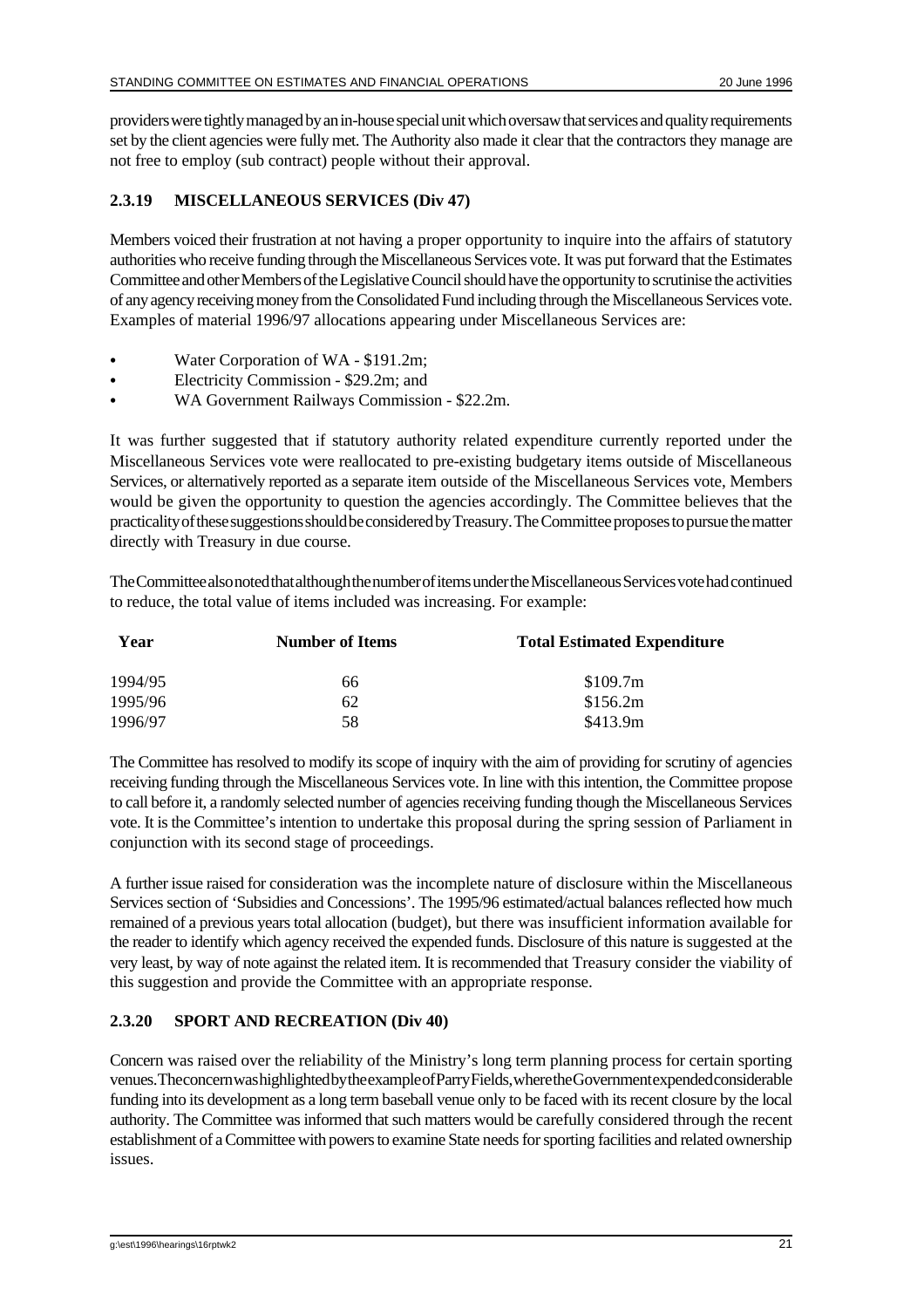providers were tightly managed by an in-house special unit which oversaw that services and quality requirements set by the client agencies were fully met. The Authority also made it clear that the contractors they manage are not free to employ (sub contract) people without their approval.

### 2.3.19 MISCELLANEOUS SERVICES (Div 47)

Members voiced their frustration at not having a proper opportunity to inquire into the affairs of statutory authorities who receive funding through the Miscellaneous Services vote. It was put forward that the Estimates Committee and other Members of the Legislative Council should have the opportunity to scrutinise the activities of any agency receiving money from the Consolidated Fund including through the Miscellaneous Services vote. Examples of material 1996/97 allocations appearing under Miscellaneous Services are:

- Water Corporation of WA - $191.2m;
- Electricity Commission - $29.2m; and
- WA Government Railways Commission - $22.2m.

It was further suggested that if statutory authority related expenditure currently reported under the Miscellaneous Services vote were reallocated to pre-existing budgetary items outside of Miscellaneous Services, or alternatively reported as a separate item outside of the Miscellaneous Services vote, Members would be given the opportunity to question the agencies accordingly. The Committee believes that the practicality of these suggestions should be considered by Treasury. The Committee proposes to pursue the matter directly with Treasury in due course.

The Committee also noted that although the number of items under the Miscellaneous Services vote had continued to reduce, the total value of items included was increasing. For example:

| Year | Number of Items | Total Estimated Expenditure |
|---|---|---|
| 1994/95 | 66 | $109.7m |
| 1995/96 | 62 | $156.2m |
| 1996/97 | 58 | $413.9m |

The Committee has resolved to modify its scope of inquiry with the aim of providing for scrutiny of agencies receiving funding through the Miscellaneous Services vote. In line with this intention, the Committee propose to call before it, a randomly selected number of agencies receiving funding though the Miscellaneous Services vote. It is the Committee's intention to undertake this proposal during the spring session of Parliament in conjunction with its second stage of proceedings.

A further issue raised for consideration was the incomplete nature of disclosure within the Miscellaneous Services section of 'Subsidies and Concessions'. The 1995/96 estimated/actual balances reflected how much remained of a previous years total allocation (budget), but there was insufficient information available for the reader to identify which agency received the expended funds. Disclosure of this nature is suggested at the very least, by way of note against the related item. It is recommended that Treasury consider the viability of this suggestion and provide the Committee with an appropriate response.

### 2.3.20 SPORT AND RECREATION (Div 40)

Concern was raised over the reliability of the Ministry's long term planning process for certain sporting venues. The concern was highlighted by the example of Parry Fields, where the Government expended considerable funding into its development as a long term baseball venue only to be faced with its recent closure by the local authority. The Committee was informed that such matters would be carefully considered through the recent establishment of a Committee with powers to examine State needs for sporting facilities and related ownership issues.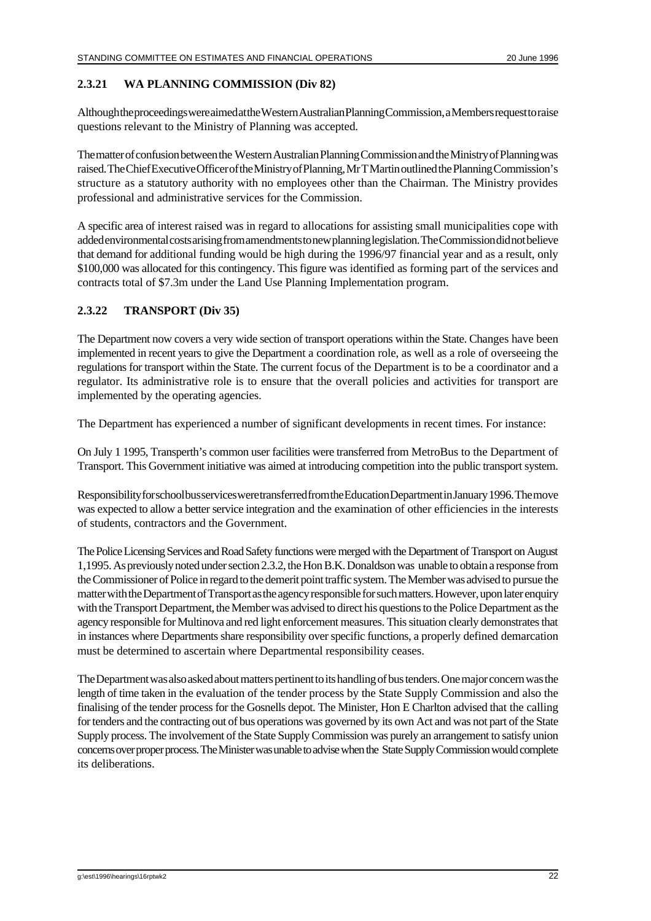### 2.3.21 WA PLANNING COMMISSION (Div 82)

Although the proceedings were aimed at the Western Australian Planning Commission, a Members request to raise questions relevant to the Ministry of Planning was accepted.

The matter of confusion between the Western Australian Planning Commission and the Ministry of Planning was raised. The Chief Executive Officer of the Ministry of Planning, Mr T Martin outlined the Planning Commission's structure as a statutory authority with no employees other than the Chairman. The Ministry provides professional and administrative services for the Commission.

A specific area of interest raised was in regard to allocations for assisting small municipalities cope with added environmental costs arising from amendments to new planning legislation. The Commission did not believe that demand for additional funding would be high during the 1996/97 financial year and as a result, only \$100,000 was allocated for this contingency. This figure was identified as forming part of the services and contracts total of \$7.3m under the Land Use Planning Implementation program.

### 2.3.22 TRANSPORT (Div 35)

The Department now covers a very wide section of transport operations within the State. Changes have been implemented in recent years to give the Department a coordination role, as well as a role of overseeing the regulations for transport within the State. The current focus of the Department is to be a coordinator and a regulator. Its administrative role is to ensure that the overall policies and activities for transport are implemented by the operating agencies.

The Department has experienced a number of significant developments in recent times. For instance:

On July 1 1995, Transperth's common user facilities were transferred from MetroBus to the Department of Transport. This Government initiative was aimed at introducing competition into the public transport system.

Responsibility for school bus services were transferred from the Education Department in January 1996. The move was expected to allow a better service integration and the examination of other efficiencies in the interests of students, contractors and the Government.

The Police Licensing Services and Road Safety functions were merged with the Department of Transport on August 1,1995. As previously noted under section 2.3.2, the Hon B.K. Donaldson was unable to obtain a response from the Commissioner of Police in regard to the demerit point traffic system. The Member was advised to pursue the matter with the Department of Transport as the agency responsible for such matters. However, upon later enquiry with the Transport Department, the Member was advised to direct his questions to the Police Department as the agency responsible for Multinova and red light enforcement measures. This situation clearly demonstrates that in instances where Departments share responsibility over specific functions, a properly defined demarcation must be determined to ascertain where Departmental responsibility ceases.

The Department was also asked about matters pertinent to its handling of bus tenders. One major concern was the length of time taken in the evaluation of the tender process by the State Supply Commission and also the finalising of the tender process for the Gosnells depot. The Minister, Hon E Charlton advised that the calling for tenders and the contracting out of bus operations was governed by its own Act and was not part of the State Supply process. The involvement of the State Supply Commission was purely an arrangement to satisfy union concerns over proper process. The Minister was unable to advise when the State Supply Commission would complete its deliberations.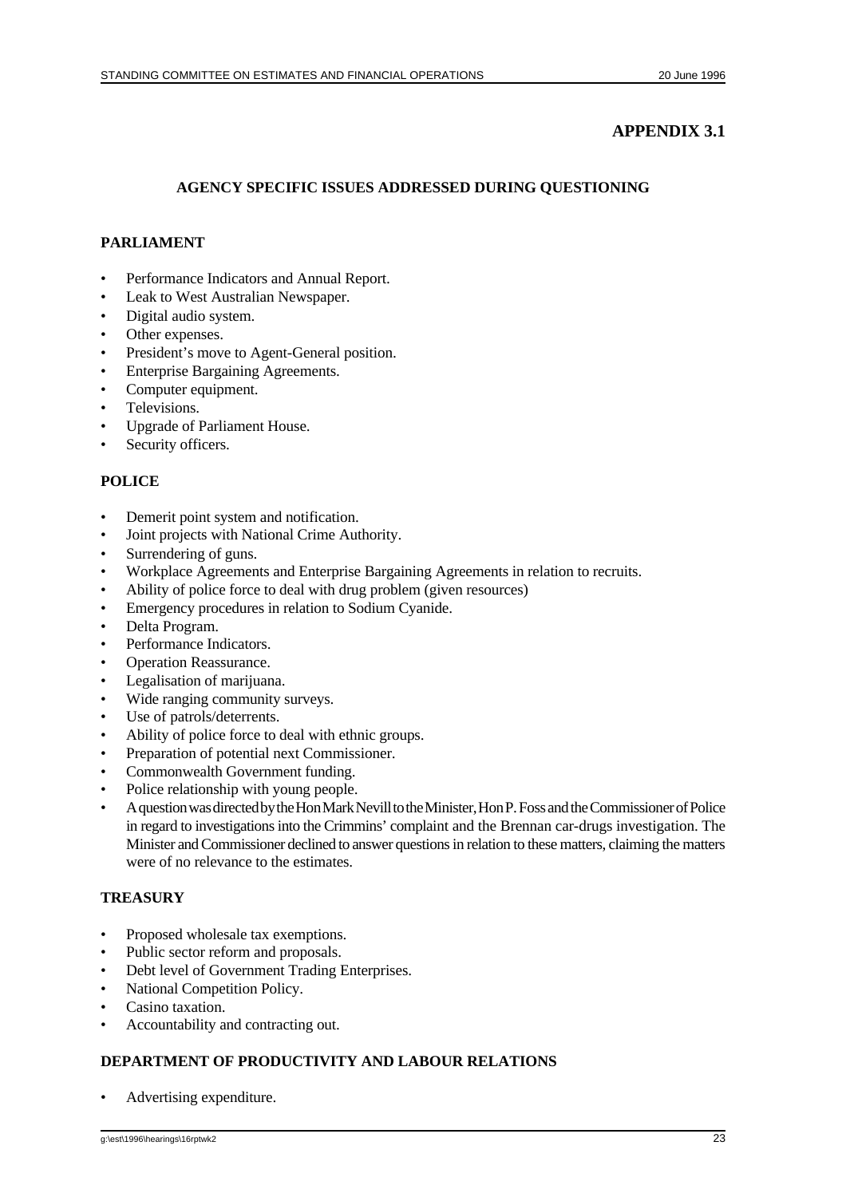## APPENDIX 3.1

### AGENCY SPECIFIC ISSUES ADDRESSED DURING QUESTIONING

**PARLIAMENT**

- Performance Indicators and Annual Report.
- Leak to West Australian Newspaper.
- Digital audio system.
- Other expenses.
- President's move to Agent-General position.
- Enterprise Bargaining Agreements.
- Computer equipment.
- Televisions.
- Upgrade of Parliament House.
- Security officers.

**POLICE**

- Demerit point system and notification.
- Joint projects with National Crime Authority.
- Surrendering of guns.
- Workplace Agreements and Enterprise Bargaining Agreements in relation to recruits.
- Ability of police force to deal with drug problem (given resources)
- Emergency procedures in relation to Sodium Cyanide.
- Delta Program.
- Performance Indicators.
- Operation Reassurance.
- Legalisation of marijuana.
- Wide ranging community surveys.
- Use of patrols/deterrents.
- Ability of police force to deal with ethnic groups.
- Preparation of potential next Commissioner.
- Commonwealth Government funding.
- Police relationship with young people.
- A question was directed by the Hon Mark Nevill to the Minister, Hon P. Foss and the Commissioner of Police in regard to investigations into the Crimmins' complaint and the Brennan car-drugs investigation. The Minister and Commissioner declined to answer questions in relation to these matters, claiming the matters were of no relevance to the estimates.

**TREASURY**

- Proposed wholesale tax exemptions.
- Public sector reform and proposals.
- Debt level of Government Trading Enterprises.
- National Competition Policy.
- Casino taxation.
- Accountability and contracting out.

**DEPARTMENT OF PRODUCTIVITY AND LABOUR RELATIONS**

- Advertising expenditure.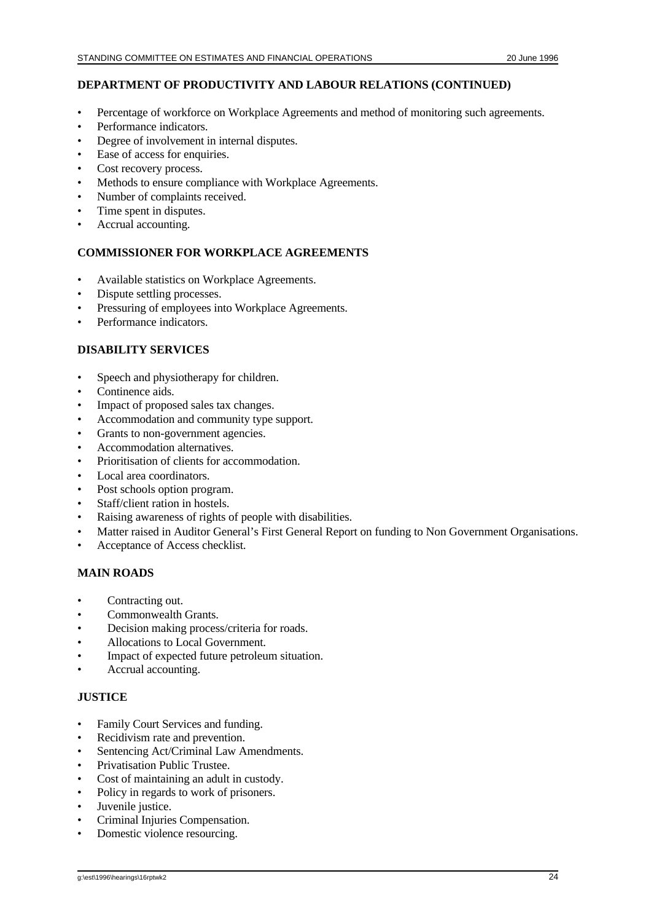## DEPARTMENT OF PRODUCTIVITY AND LABOUR RELATIONS (CONTINUED)

- Percentage of workforce on Workplace Agreements and method of monitoring such agreements.
- Performance indicators.
- Degree of involvement in internal disputes.
- Ease of access for enquiries.
- Cost recovery process.
- Methods to ensure compliance with Workplace Agreements.
- Number of complaints received.
- Time spent in disputes.
- Accrual accounting.

## COMMISSIONER FOR WORKPLACE AGREEMENTS

- Available statistics on Workplace Agreements.
- Dispute settling processes.
- Pressuring of employees into Workplace Agreements.
- Performance indicators.

## DISABILITY SERVICES

- Speech and physiotherapy for children.
- Continence aids.
- Impact of proposed sales tax changes.
- Accommodation and community type support.
- Grants to non-government agencies.
- Accommodation alternatives.
- Prioritisation of clients for accommodation.
- Local area coordinators.
- Post schools option program.
- Staff/client ration in hostels.
- Raising awareness of rights of people with disabilities.
- Matter raised in Auditor General's First General Report on funding to Non Government Organisations.
- Acceptance of Access checklist.

## MAIN ROADS

- Contracting out.
- Commonwealth Grants.
- Decision making process/criteria for roads.
- Allocations to Local Government.
- Impact of expected future petroleum situation.
- Accrual accounting.

## JUSTICE

- Family Court Services and funding.
- Recidivism rate and prevention.
- Sentencing Act/Criminal Law Amendments.
- Privatisation Public Trustee.
- Cost of maintaining an adult in custody.
- Policy in regards to work of prisoners.
- Juvenile justice.
- Criminal Injuries Compensation.
- Domestic violence resourcing.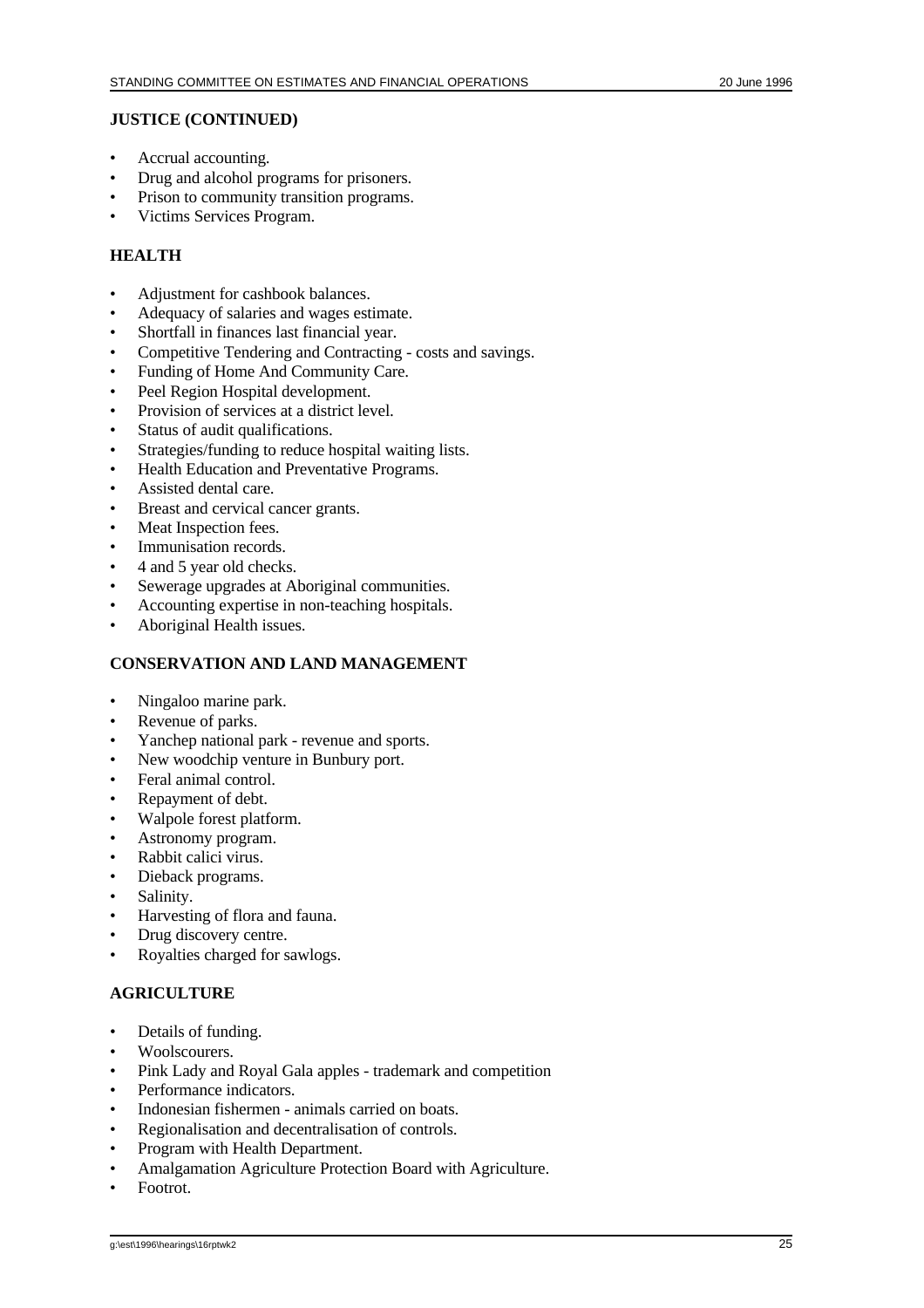## JUSTICE (CONTINUED)

- Accrual accounting.
- Drug and alcohol programs for prisoners.
- Prison to community transition programs.
- Victims Services Program.

## HEALTH

- Adjustment for cashbook balances.
- Adequacy of salaries and wages estimate.
- Shortfall in finances last financial year.
- Competitive Tendering and Contracting - costs and savings.
- Funding of Home And Community Care.
- Peel Region Hospital development.
- Provision of services at a district level.
- Status of audit qualifications.
- Strategies/funding to reduce hospital waiting lists.
- Health Education and Preventative Programs.
- Assisted dental care.
- Breast and cervical cancer grants.
- Meat Inspection fees.
- Immunisation records.
- 4 and 5 year old checks.
- Sewerage upgrades at Aboriginal communities.
- Accounting expertise in non-teaching hospitals.
- Aboriginal Health issues.

## CONSERVATION AND LAND MANAGEMENT

- Ningaloo marine park.
- Revenue of parks.
- Yanchep national park - revenue and sports.
- New woodchip venture in Bunbury port.
- Feral animal control.
- Repayment of debt.
- Walpole forest platform.
- Astronomy program.
- Rabbit calici virus.
- Dieback programs.
- Salinity.
- Harvesting of flora and fauna.
- Drug discovery centre.
- Royalties charged for sawlogs.

## AGRICULTURE

- Details of funding.
- Woolscourers.
- Pink Lady and Royal Gala apples - trademark and competition
- Performance indicators.
- Indonesian fishermen - animals carried on boats.
- Regionalisation and decentralisation of controls.
- Program with Health Department.
- Amalgamation Agriculture Protection Board with Agriculture.
- Footrot.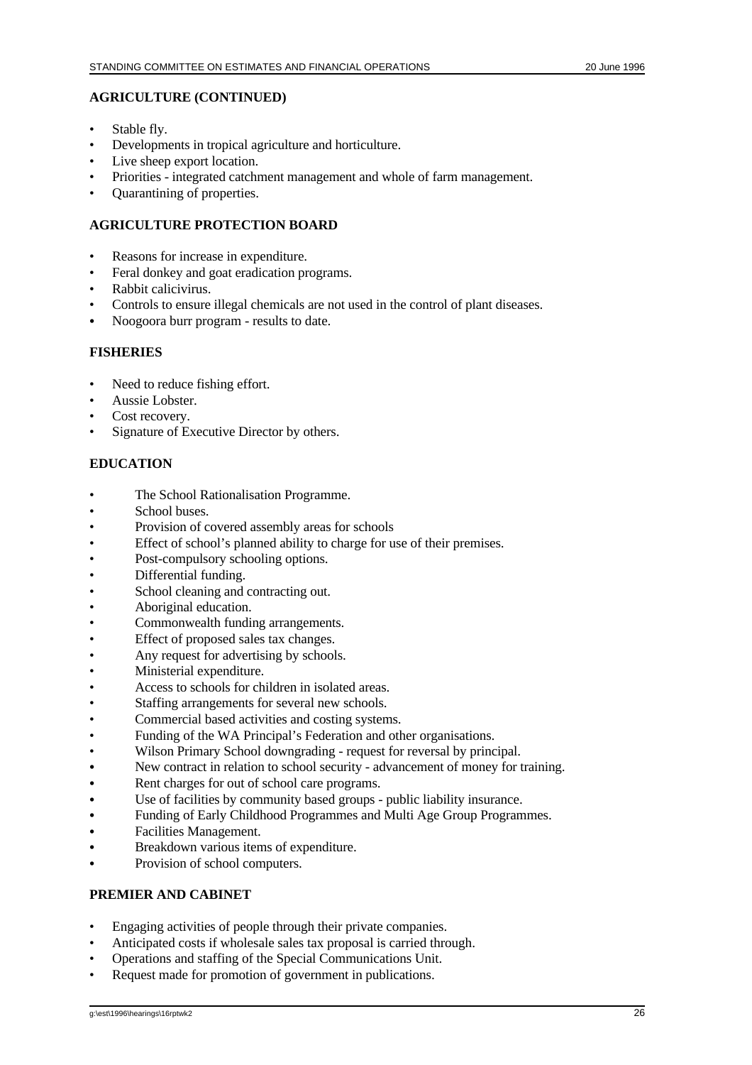**AGRICULTURE (CONTINUED)**

- Stable fly.
- Developments in tropical agriculture and horticulture.
- Live sheep export location.
- Priorities - integrated catchment management and whole of farm management.
- Quarantining of properties.

**AGRICULTURE PROTECTION BOARD**

- Reasons for increase in expenditure.
- Feral donkey and goat eradication programs.
- Rabbit calicivirus.
- Controls to ensure illegal chemicals are not used in the control of plant diseases.
- Noogoora burr program - results to date.

**FISHERIES**

- Need to reduce fishing effort.
- Aussie Lobster.
- Cost recovery.
- Signature of Executive Director by others.

**EDUCATION**

- The School Rationalisation Programme.
- School buses.
- Provision of covered assembly areas for schools
- Effect of school's planned ability to charge for use of their premises.
- Post-compulsory schooling options.
- Differential funding.
- School cleaning and contracting out.
- Aboriginal education.
- Commonwealth funding arrangements.
- Effect of proposed sales tax changes.
- Any request for advertising by schools.
- Ministerial expenditure.
- Access to schools for children in isolated areas.
- Staffing arrangements for several new schools.
- Commercial based activities and costing systems.
- Funding of the WA Principal's Federation and other organisations.
- Wilson Primary School downgrading - request for reversal by principal.
- New contract in relation to school security - advancement of money for training.
- Rent charges for out of school care programs.
- Use of facilities by community based groups - public liability insurance.
- Funding of Early Childhood Programmes and Multi Age Group Programmes.
- Facilities Management.
- Breakdown various items of expenditure.
- Provision of school computers.

**PREMIER AND CABINET**

- Engaging activities of people through their private companies.
- Anticipated costs if wholesale sales tax proposal is carried through.
- Operations and staffing of the Special Communications Unit.
- Request made for promotion of government in publications.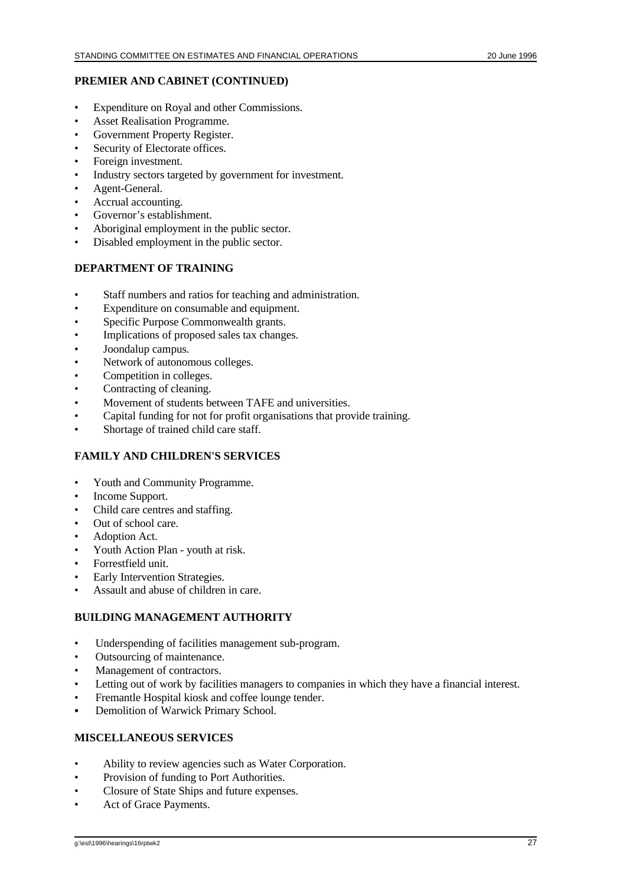**PREMIER AND CABINET (CONTINUED)**

- Expenditure on Royal and other Commissions.
- Asset Realisation Programme.
- Government Property Register.
- Security of Electorate offices.
- Foreign investment.
- Industry sectors targeted by government for investment.
- Agent-General.
- Accrual accounting.
- Governor's establishment.
- Aboriginal employment in the public sector.
- Disabled employment in the public sector.

**DEPARTMENT OF TRAINING**

- Staff numbers and ratios for teaching and administration.
- Expenditure on consumable and equipment.
- Specific Purpose Commonwealth grants.
- Implications of proposed sales tax changes.
- Joondalup campus.
- Network of autonomous colleges.
- Competition in colleges.
- Contracting of cleaning.
- Movement of students between TAFE and universities.
- Capital funding for not for profit organisations that provide training.
- Shortage of trained child care staff.

**FAMILY AND CHILDREN'S SERVICES**

- Youth and Community Programme.
- Income Support.
- Child care centres and staffing.
- Out of school care.
- Adoption Act.
- Youth Action Plan - youth at risk.
- Forrestfield unit.
- Early Intervention Strategies.
- Assault and abuse of children in care.

**BUILDING MANAGEMENT AUTHORITY**

- Underspending of facilities management sub-program.
- Outsourcing of maintenance.
- Management of contractors.
- Letting out of work by facilities managers to companies in which they have a financial interest.
- Fremantle Hospital kiosk and coffee lounge tender.
- Demolition of Warwick Primary School.

**MISCELLANEOUS SERVICES**

- Ability to review agencies such as Water Corporation.
- Provision of funding to Port Authorities.
- Closure of State Ships and future expenses.
- Act of Grace Payments.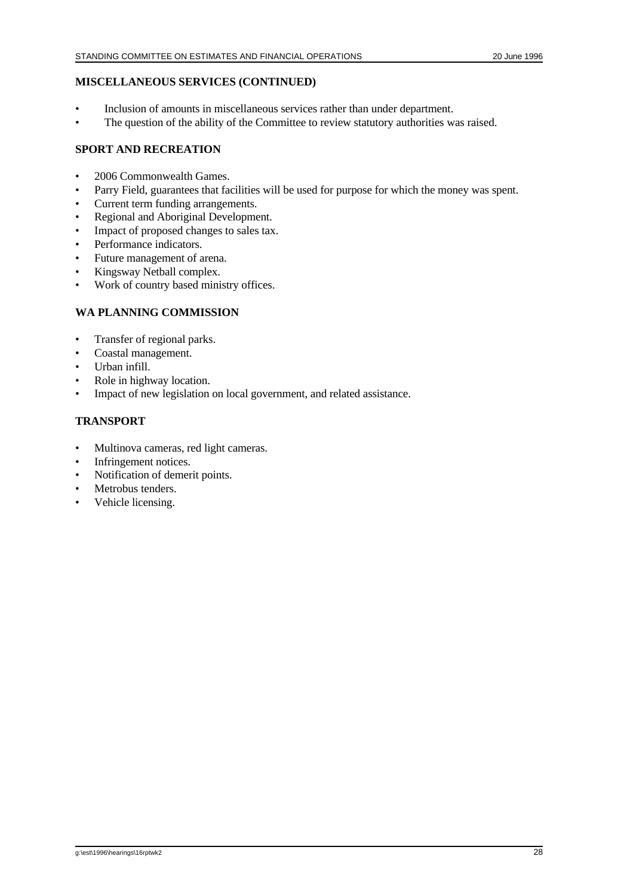**MISCELLANEOUS SERVICES (CONTINUED)**

- Inclusion of amounts in miscellaneous services rather than under department.
- The question of the ability of the Committee to review statutory authorities was raised.

**SPORT AND RECREATION**

- 2006 Commonwealth Games.
- Parry Field, guarantees that facilities will be used for purpose for which the money was spent.
- Current term funding arrangements.
- Regional and Aboriginal Development.
- Impact of proposed changes to sales tax.
- Performance indicators.
- Future management of arena.
- Kingsway Netball complex.
- Work of country based ministry offices.

**WA PLANNING COMMISSION**

- Transfer of regional parks.
- Coastal management.
- Urban infill.
- Role in highway location.
- Impact of new legislation on local government, and related assistance.

**TRANSPORT**

- Multinova cameras, red light cameras.
- Infringement notices.
- Notification of demerit points.
- Metrobus tenders.
- Vehicle licensing.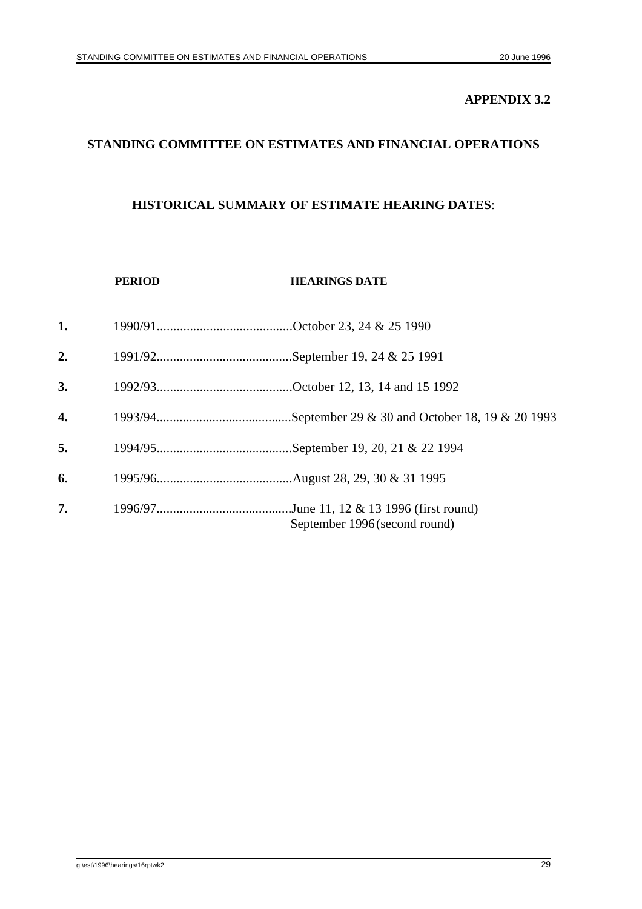**APPENDIX 3.2**

## STANDING COMMITTEE ON ESTIMATES AND FINANCIAL OPERATIONS

### HISTORICAL SUMMARY OF ESTIMATE HEARING DATES:

| | PERIOD | HEARINGS DATE |
|---|---|---|
| **1.** | 1990/91 | October 23, 24 & 25 1990 |
| **2.** | 1991/92 | September 19, 24 & 25 1991 |
| **3.** | 1992/93 | October 12, 13, 14 and 15 1992 |
| **4.** | 1993/94 | September 29 & 30 and October 18, 19 & 20 1993 |
| **5.** | 1994/95 | September 19, 20, 21 & 22 1994 |
| **6.** | 1995/96 | August 28, 29, 30 & 31 1995 |
| **7.** | 1996/97 | June 11, 12 & 13 1996 (first round)<br>September 1996 (second round) |

g:\est\1996\hearings\16rptwk2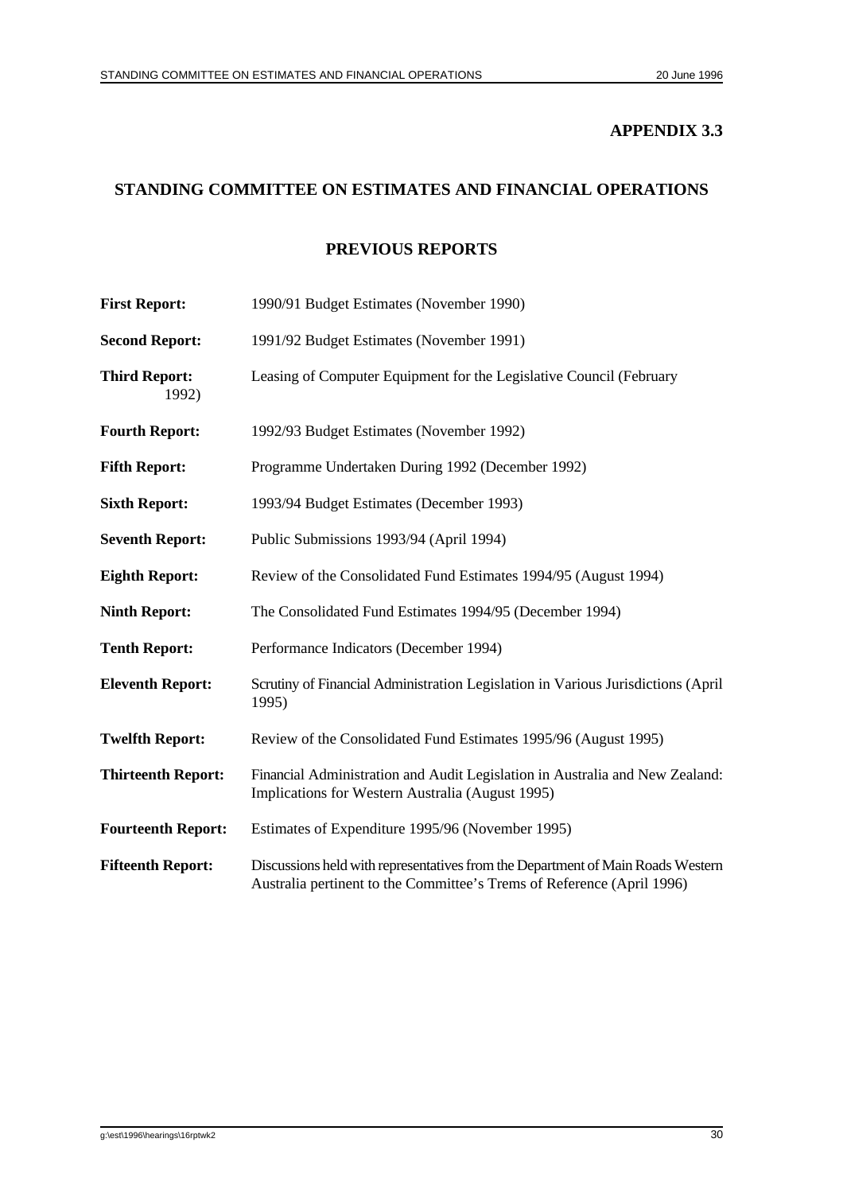**APPENDIX 3.3**

## STANDING COMMITTEE ON ESTIMATES AND FINANCIAL OPERATIONS

### PREVIOUS REPORTS

**First Report:** 1990/91 Budget Estimates (November 1990)

**Second Report:** 1991/92 Budget Estimates (November 1991)

**Third Report:** Leasing of Computer Equipment for the Legislative Council (February 1992)

**Fourth Report:** 1992/93 Budget Estimates (November 1992)

**Fifth Report:** Programme Undertaken During 1992 (December 1992)

**Sixth Report:** 1993/94 Budget Estimates (December 1993)

**Seventh Report:** Public Submissions 1993/94 (April 1994)

**Eighth Report:** Review of the Consolidated Fund Estimates 1994/95 (August 1994)

**Ninth Report:** The Consolidated Fund Estimates 1994/95 (December 1994)

**Tenth Report:** Performance Indicators (December 1994)

**Eleventh Report:** Scrutiny of Financial Administration Legislation in Various Jurisdictions (April 1995)

**Twelfth Report:** Review of the Consolidated Fund Estimates 1995/96 (August 1995)

**Thirteenth Report:** Financial Administration and Audit Legislation in Australia and New Zealand: Implications for Western Australia (August 1995)

**Fourteenth Report:** Estimates of Expenditure 1995/96 (November 1995)

**Fifteenth Report:** Discussions held with representatives from the Department of Main Roads Western Australia pertinent to the Committee's Trems of Reference (April 1996)